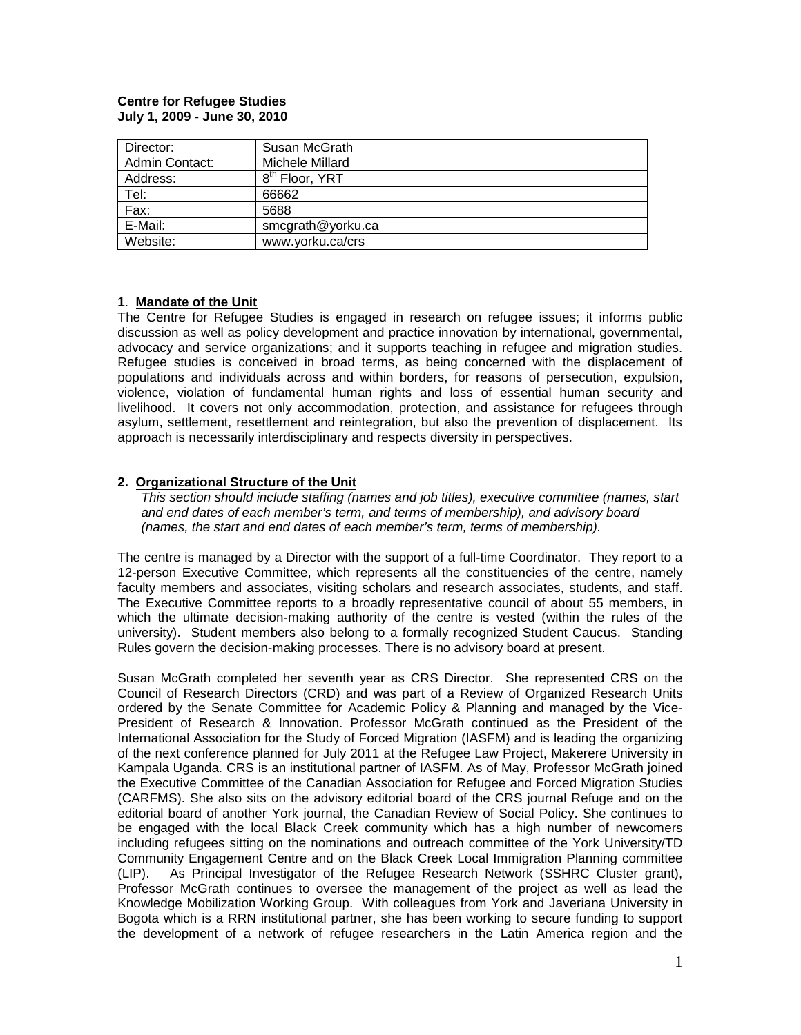**Centre for Refugee Studies**
**July 1, 2009 - June 30, 2010**

| Director: | Susan McGrath |
| --- | --- |
| Admin Contact: | Michele Millard |
| Address: | 8th Floor, YRT |
| Tel: | 66662 |
| Fax: | 5688 |
| E-Mail: | smcgrath@yorku.ca |
| Website: | www.yorku.ca/crs |

## 1. Mandate of the Unit

The Centre for Refugee Studies is engaged in research on refugee issues; it informs public discussion as well as policy development and practice innovation by international, governmental, advocacy and service organizations; and it supports teaching in refugee and migration studies. Refugee studies is conceived in broad terms, as being concerned with the displacement of populations and individuals across and within borders, for reasons of persecution, expulsion, violence, violation of fundamental human rights and loss of essential human security and livelihood. It covers not only accommodation, protection, and assistance for refugees through asylum, settlement, resettlement and reintegration, but also the prevention of displacement. Its approach is necessarily interdisciplinary and respects diversity in perspectives.

## 2. Organizational Structure of the Unit

*This section should include staffing (names and job titles), executive committee (names, start and end dates of each member's term, and terms of membership), and advisory board (names, the start and end dates of each member's term, terms of membership).*

The centre is managed by a Director with the support of a full-time Coordinator. They report to a 12-person Executive Committee, which represents all the constituencies of the centre, namely faculty members and associates, visiting scholars and research associates, students, and staff. The Executive Committee reports to a broadly representative council of about 55 members, in which the ultimate decision-making authority of the centre is vested (within the rules of the university). Student members also belong to a formally recognized Student Caucus. Standing Rules govern the decision-making processes. There is no advisory board at present.

Susan McGrath completed her seventh year as CRS Director. She represented CRS on the Council of Research Directors (CRD) and was part of a Review of Organized Research Units ordered by the Senate Committee for Academic Policy & Planning and managed by the Vice-President of Research & Innovation. Professor McGrath continued as the President of the International Association for the Study of Forced Migration (IASFM) and is leading the organizing of the next conference planned for July 2011 at the Refugee Law Project, Makerere University in Kampala Uganda. CRS is an institutional partner of IASFM. As of May, Professor McGrath joined the Executive Committee of the Canadian Association for Refugee and Forced Migration Studies (CARFMS). She also sits on the advisory editorial board of the CRS journal Refuge and on the editorial board of another York journal, the Canadian Review of Social Policy. She continues to be engaged with the local Black Creek community which has a high number of newcomers including refugees sitting on the nominations and outreach committee of the York University/TD Community Engagement Centre and on the Black Creek Local Immigration Planning committee (LIP). As Principal Investigator of the Refugee Research Network (SSHRC Cluster grant), Professor McGrath continues to oversee the management of the project as well as lead the Knowledge Mobilization Working Group. With colleagues from York and Javeriana University in Bogota which is a RRN institutional partner, she has been working to secure funding to support the development of a network of refugee researchers in the Latin America region and the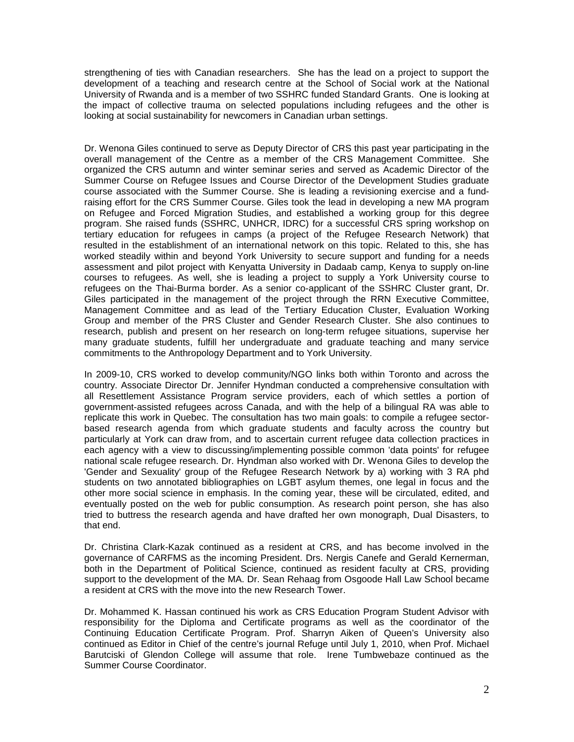strengthening of ties with Canadian researchers. She has the lead on a project to support the development of a teaching and research centre at the School of Social work at the National University of Rwanda and is a member of two SSHRC funded Standard Grants. One is looking at the impact of collective trauma on selected populations including refugees and the other is looking at social sustainability for newcomers in Canadian urban settings.

Dr. Wenona Giles continued to serve as Deputy Director of CRS this past year participating in the overall management of the Centre as a member of the CRS Management Committee. She organized the CRS autumn and winter seminar series and served as Academic Director of the Summer Course on Refugee Issues and Course Director of the Development Studies graduate course associated with the Summer Course. She is leading a revisioning exercise and a fund-raising effort for the CRS Summer Course. Giles took the lead in developing a new MA program on Refugee and Forced Migration Studies, and established a working group for this degree program. She raised funds (SSHRC, UNHCR, IDRC) for a successful CRS spring workshop on tertiary education for refugees in camps (a project of the Refugee Research Network) that resulted in the establishment of an international network on this topic. Related to this, she has worked steadily within and beyond York University to secure support and funding for a needs assessment and pilot project with Kenyatta University in Dadaab camp, Kenya to supply on-line courses to refugees. As well, she is leading a project to supply a York University course to refugees on the Thai-Burma border. As a senior co-applicant of the SSHRC Cluster grant, Dr. Giles participated in the management of the project through the RRN Executive Committee, Management Committee and as lead of the Tertiary Education Cluster, Evaluation Working Group and member of the PRS Cluster and Gender Research Cluster. She also continues to research, publish and present on her research on long-term refugee situations, supervise her many graduate students, fulfill her undergraduate and graduate teaching and many service commitments to the Anthropology Department and to York University.

In 2009-10, CRS worked to develop community/NGO links both within Toronto and across the country. Associate Director Dr. Jennifer Hyndman conducted a comprehensive consultation with all Resettlement Assistance Program service providers, each of which settles a portion of government-assisted refugees across Canada, and with the help of a bilingual RA was able to replicate this work in Quebec. The consultation has two main goals: to compile a refugee sector-based research agenda from which graduate students and faculty across the country but particularly at York can draw from, and to ascertain current refugee data collection practices in each agency with a view to discussing/implementing possible common 'data points' for refugee national scale refugee research. Dr. Hyndman also worked with Dr. Wenona Giles to develop the 'Gender and Sexuality' group of the Refugee Research Network by a) working with 3 RA phd students on two annotated bibliographies on LGBT asylum themes, one legal in focus and the other more social science in emphasis. In the coming year, these will be circulated, edited, and eventually posted on the web for public consumption. As research point person, she has also tried to buttress the research agenda and have drafted her own monograph, Dual Disasters, to that end.

Dr. Christina Clark-Kazak continued as a resident at CRS, and has become involved in the governance of CARFMS as the incoming President. Drs. Nergis Canefe and Gerald Kernerman, both in the Department of Political Science, continued as resident faculty at CRS, providing support to the development of the MA. Dr. Sean Rehaag from Osgoode Hall Law School became a resident at CRS with the move into the new Research Tower.

Dr. Mohammed K. Hassan continued his work as CRS Education Program Student Advisor with responsibility for the Diploma and Certificate programs as well as the coordinator of the Continuing Education Certificate Program. Prof. Sharryn Aiken of Queen's University also continued as Editor in Chief of the centre's journal Refuge until July 1, 2010, when Prof. Michael Barutciski of Glendon College will assume that role. Irene Tumbwebaze continued as the Summer Course Coordinator.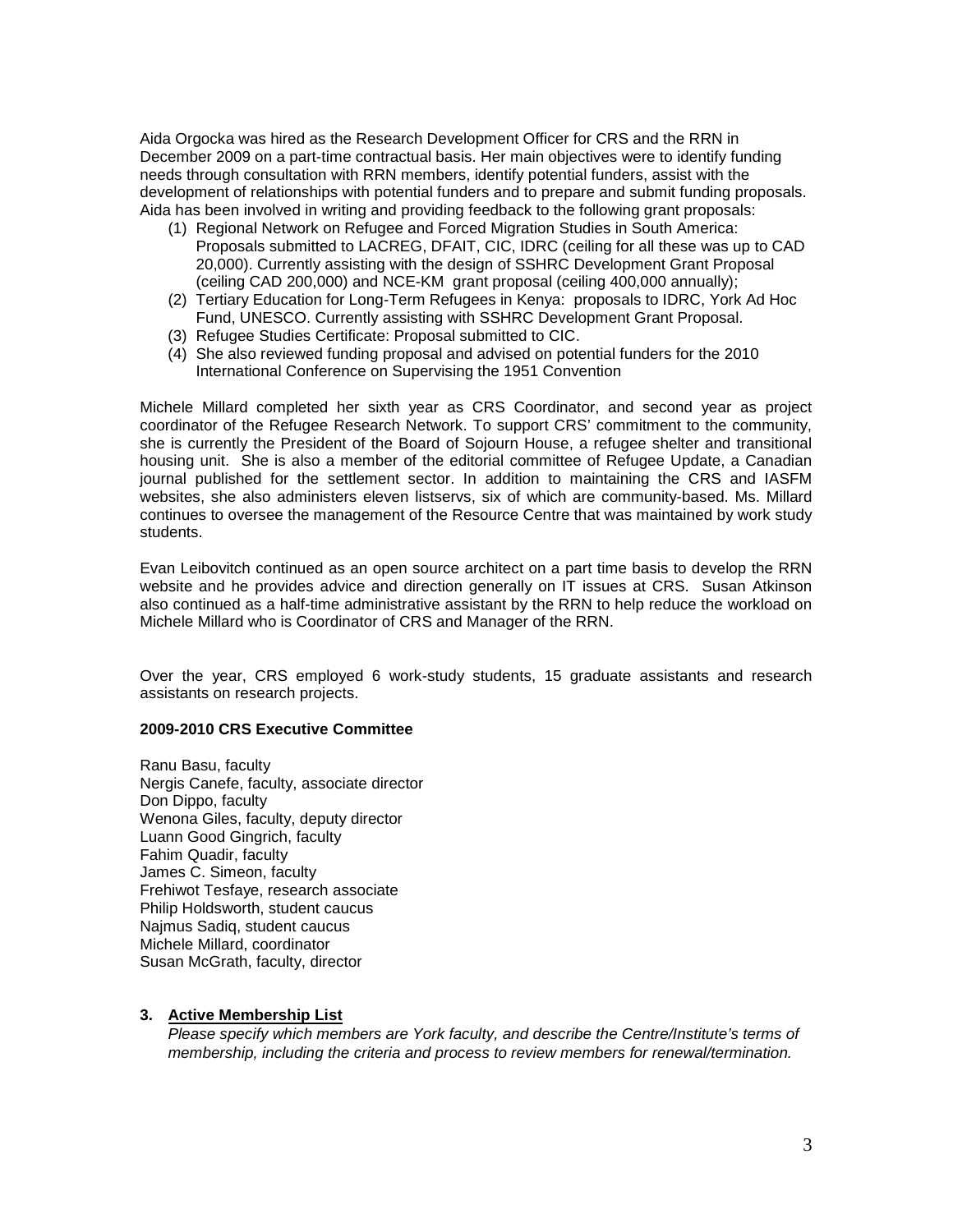Aida Orgocka was hired as the Research Development Officer for CRS and the RRN in December 2009 on a part-time contractual basis. Her main objectives were to identify funding needs through consultation with RRN members, identify potential funders, assist with the development of relationships with potential funders and to prepare and submit funding proposals. Aida has been involved in writing and providing feedback to the following grant proposals:

(1) Regional Network on Refugee and Forced Migration Studies in South America: Proposals submitted to LACREG, DFAIT, CIC, IDRC (ceiling for all these was up to CAD 20,000). Currently assisting with the design of SSHRC Development Grant Proposal (ceiling CAD 200,000) and NCE-KM grant proposal (ceiling 400,000 annually);
(2) Tertiary Education for Long-Term Refugees in Kenya: proposals to IDRC, York Ad Hoc Fund, UNESCO. Currently assisting with SSHRC Development Grant Proposal.
(3) Refugee Studies Certificate: Proposal submitted to CIC.
(4) She also reviewed funding proposal and advised on potential funders for the 2010 International Conference on Supervising the 1951 Convention

Michele Millard completed her sixth year as CRS Coordinator, and second year as project coordinator of the Refugee Research Network. To support CRS' commitment to the community, she is currently the President of the Board of Sojourn House, a refugee shelter and transitional housing unit. She is also a member of the editorial committee of Refugee Update, a Canadian journal published for the settlement sector. In addition to maintaining the CRS and IASFM websites, she also administers eleven listservs, six of which are community-based. Ms. Millard continues to oversee the management of the Resource Centre that was maintained by work study students.

Evan Leibovitch continued as an open source architect on a part time basis to develop the RRN website and he provides advice and direction generally on IT issues at CRS. Susan Atkinson also continued as a half-time administrative assistant by the RRN to help reduce the workload on Michele Millard who is Coordinator of CRS and Manager of the RRN.

Over the year, CRS employed 6 work-study students, 15 graduate assistants and research assistants on research projects.

**2009-2010 CRS Executive Committee**

Ranu Basu, faculty
Nergis Canefe, faculty, associate director
Don Dippo, faculty
Wenona Giles, faculty, deputy director
Luann Good Gingrich, faculty
Fahim Quadir, faculty
James C. Simeon, faculty
Frehiwot Tesfaye, research associate
Philip Holdsworth, student caucus
Najmus Sadiq, student caucus
Michele Millard, coordinator
Susan McGrath, faculty, director

### 3. Active Membership List

*Please specify which members are York faculty, and describe the Centre/Institute's terms of membership, including the criteria and process to review members for renewal/termination.*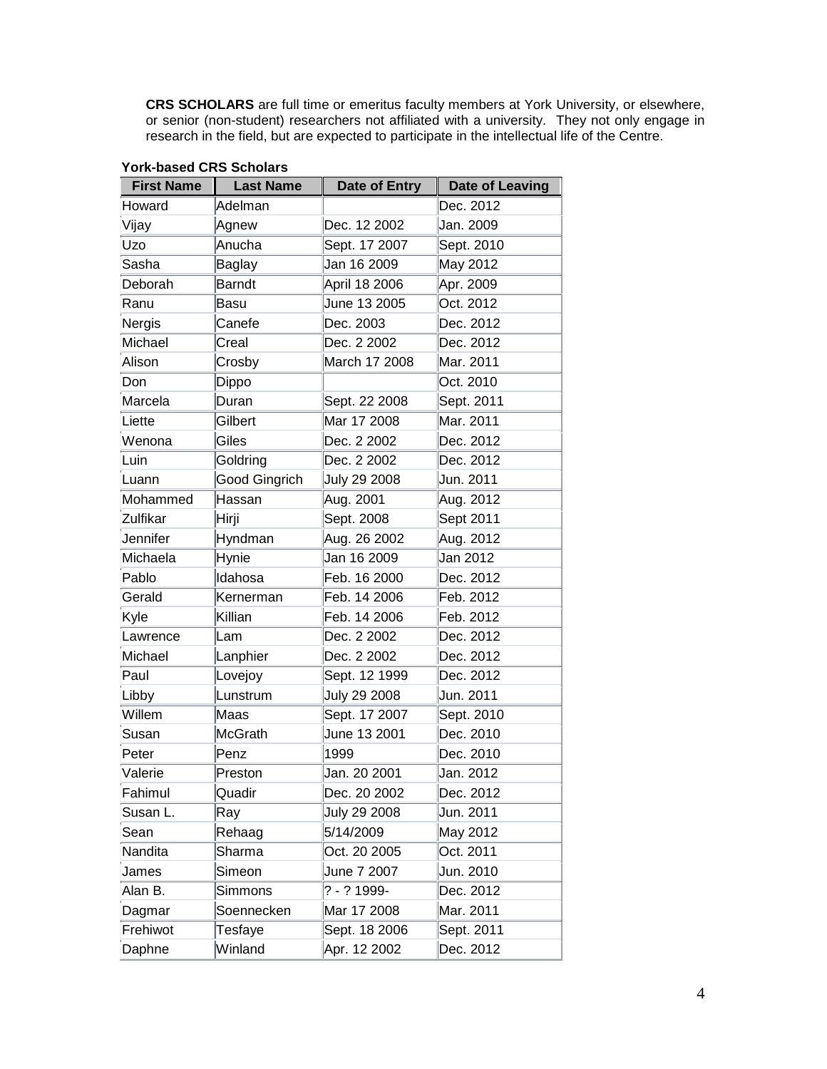**CRS SCHOLARS** are full time or emeritus faculty members at York University, or elsewhere, or senior (non-student) researchers not affiliated with a university. They not only engage in research in the field, but are expected to participate in the intellectual life of the Centre.

**York-based CRS Scholars**

| First Name | Last Name | Date of Entry | Date of Leaving |
|---|---|---|---|
| Howard | Adelman | | Dec. 2012 |
| Vijay | Agnew | Dec. 12 2002 | Jan. 2009 |
| Uzo | Anucha | Sept. 17 2007 | Sept. 2010 |
| Sasha | Baglay | Jan 16 2009 | May 2012 |
| Deborah | Barndt | April 18 2006 | Apr. 2009 |
| Ranu | Basu | June 13 2005 | Oct. 2012 |
| Nergis | Canefe | Dec. 2003 | Dec. 2012 |
| Michael | Creal | Dec. 2 2002 | Dec. 2012 |
| Alison | Crosby | March 17 2008 | Mar. 2011 |
| Don | Dippo | | Oct. 2010 |
| Marcela | Duran | Sept. 22 2008 | Sept. 2011 |
| Liette | Gilbert | Mar 17 2008 | Mar. 2011 |
| Wenona | Giles | Dec. 2 2002 | Dec. 2012 |
| Luin | Goldring | Dec. 2 2002 | Dec. 2012 |
| Luann | Good Gingrich | July 29 2008 | Jun. 2011 |
| Mohammed | Hassan | Aug. 2001 | Aug. 2012 |
| Zulfikar | Hirji | Sept. 2008 | Sept 2011 |
| Jennifer | Hyndman | Aug. 26 2002 | Aug. 2012 |
| Michaela | Hynie | Jan 16 2009 | Jan 2012 |
| Pablo | Idahosa | Feb. 16 2000 | Dec. 2012 |
| Gerald | Kernerman | Feb. 14 2006 | Feb. 2012 |
| Kyle | Killian | Feb. 14 2006 | Feb. 2012 |
| Lawrence | Lam | Dec. 2 2002 | Dec. 2012 |
| Michael | Lanphier | Dec. 2 2002 | Dec. 2012 |
| Paul | Lovejoy | Sept. 12 1999 | Dec. 2012 |
| Libby | Lunstrum | July 29 2008 | Jun. 2011 |
| Willem | Maas | Sept. 17 2007 | Sept. 2010 |
| Susan | McGrath | June 13 2001 | Dec. 2010 |
| Peter | Penz | 1999 | Dec. 2010 |
| Valerie | Preston | Jan. 20 2001 | Jan. 2012 |
| Fahimul | Quadir | Dec. 20 2002 | Dec. 2012 |
| Susan L. | Ray | July 29 2008 | Jun. 2011 |
| Sean | Rehaag | 5/14/2009 | May 2012 |
| Nandita | Sharma | Oct. 20 2005 | Oct. 2011 |
| James | Simeon | June 7 2007 | Jun. 2010 |
| Alan B. | Simmons | ? - ? 1999- | Dec. 2012 |
| Dagmar | Soennecken | Mar 17 2008 | Mar. 2011 |
| Frehiwot | Tesfaye | Sept. 18 2006 | Sept. 2011 |
| Daphne | Winland | Apr. 12 2002 | Dec. 2012 |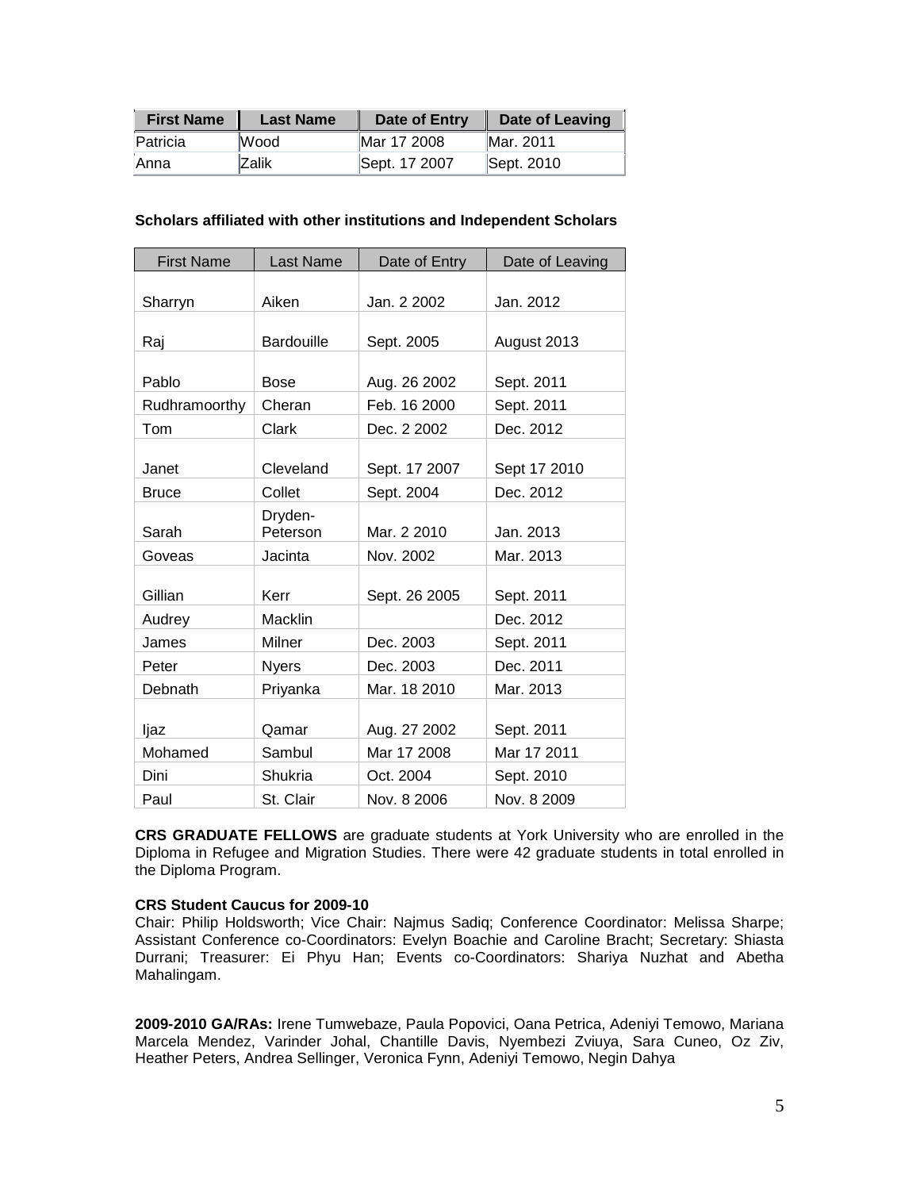| First Name | Last Name | Date of Entry | Date of Leaving |
|---|---|---|---|
| Patricia | Wood | Mar 17 2008 | Mar. 2011 |
| Anna | Zalik | Sept. 17 2007 | Sept. 2010 |

**Scholars affiliated with other institutions and Independent Scholars**

| First Name | Last Name | Date of Entry | Date of Leaving |
|---|---|---|---|
| Sharryn | Aiken | Jan. 2 2002 | Jan. 2012 |
| Raj | Bardouille | Sept. 2005 | August 2013 |
| Pablo | Bose | Aug. 26 2002 | Sept. 2011 |
| Rudhramoorthy | Cheran | Feb. 16 2000 | Sept. 2011 |
| Tom | Clark | Dec. 2 2002 | Dec. 2012 |
| Janet | Cleveland | Sept. 17 2007 | Sept 17 2010 |
| Bruce | Collet | Sept. 2004 | Dec. 2012 |
| Sarah | Dryden-Peterson | Mar. 2 2010 | Jan. 2013 |
| Goveas | Jacinta | Nov. 2002 | Mar. 2013 |
| Gillian | Kerr | Sept. 26 2005 | Sept. 2011 |
| Audrey | Macklin | | Dec. 2012 |
| James | Milner | Dec. 2003 | Sept. 2011 |
| Peter | Nyers | Dec. 2003 | Dec. 2011 |
| Debnath | Priyanka | Mar. 18 2010 | Mar. 2013 |
| Ijaz | Qamar | Aug. 27 2002 | Sept. 2011 |
| Mohamed | Sambul | Mar 17 2008 | Mar 17 2011 |
| Dini | Shukria | Oct. 2004 | Sept. 2010 |
| Paul | St. Clair | Nov. 8 2006 | Nov. 8 2009 |

**CRS GRADUATE FELLOWS** are graduate students at York University who are enrolled in the Diploma in Refugee and Migration Studies. There were 42 graduate students in total enrolled in the Diploma Program.

**CRS Student Caucus for 2009-10**
Chair: Philip Holdsworth; Vice Chair: Najmus Sadiq; Conference Coordinator: Melissa Sharpe; Assistant Conference co-Coordinators: Evelyn Boachie and Caroline Bracht; Secretary: Shiasta Durrani; Treasurer: Ei Phyu Han; Events co-Coordinators: Shariya Nuzhat and Abetha Mahalingam.

**2009-2010 GA/RAs:** Irene Tumwebaze, Paula Popovici, Oana Petrica, Adeniyi Temowo, Mariana Marcela Mendez, Varinder Johal, Chantille Davis, Nyembezi Zviuya, Sara Cuneo, Oz Ziv, Heather Peters, Andrea Sellinger, Veronica Fynn, Adeniyi Temowo, Negin Dahya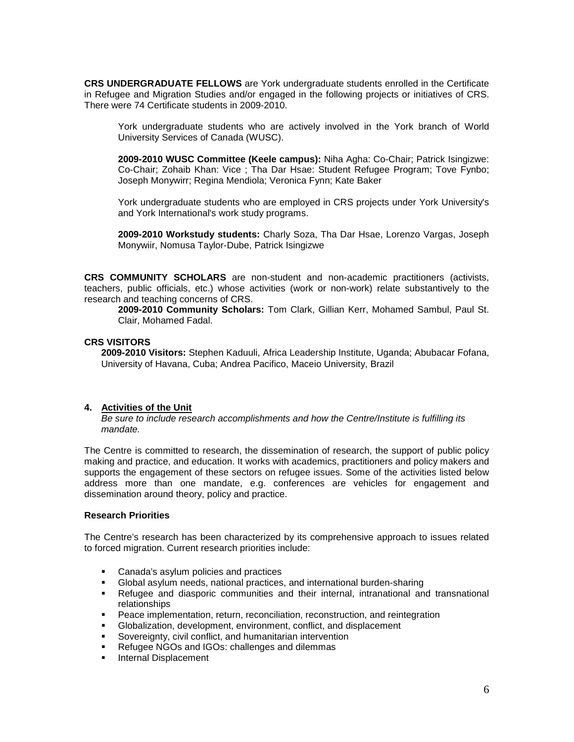**CRS UNDERGRADUATE FELLOWS** are York undergraduate students enrolled in the Certificate in Refugee and Migration Studies and/or engaged in the following projects or initiatives of CRS. There were 74 Certificate students in 2009-2010.

York undergraduate students who are actively involved in the York branch of World University Services of Canada (WUSC).

**2009-2010 WUSC Committee (Keele campus):** Niha Agha: Co-Chair; Patrick Isingizwe: Co-Chair; Zohaib Khan: Vice ; Tha Dar Hsae: Student Refugee Program; Tove Fynbo; Joseph Monywirr; Regina Mendiola; Veronica Fynn; Kate Baker

York undergraduate students who are employed in CRS projects under York University's and York International's work study programs.

**2009-2010 Workstudy students:** Charly Soza, Tha Dar Hsae, Lorenzo Vargas, Joseph Monywiir, Nomusa Taylor-Dube, Patrick Isingizwe

**CRS COMMUNITY SCHOLARS** are non-student and non-academic practitioners (activists, teachers, public officials, etc.) whose activities (work or non-work) relate substantively to the research and teaching concerns of CRS.

**2009-2010 Community Scholars:** Tom Clark, Gillian Kerr, Mohamed Sambul, Paul St. Clair, Mohamed Fadal.

**CRS VISITORS**

**2009-2010 Visitors:** Stephen Kaduuli, Africa Leadership Institute, Uganda; Abubacar Fofana, University of Havana, Cuba; Andrea Pacifico, Maceio University, Brazil

## 4. Activities of the Unit

*Be sure to include research accomplishments and how the Centre/Institute is fulfilling its mandate.*

The Centre is committed to research, the dissemination of research, the support of public policy making and practice, and education. It works with academics, practitioners and policy makers and supports the engagement of these sectors on refugee issues. Some of the activities listed below address more than one mandate, e.g. conferences are vehicles for engagement and dissemination around theory, policy and practice.

**Research Priorities**

The Centre's research has been characterized by its comprehensive approach to issues related to forced migration. Current research priorities include:

- Canada's asylum policies and practices
- Global asylum needs, national practices, and international burden-sharing
- Refugee and diasporic communities and their internal, intranational and transnational relationships
- Peace implementation, return, reconciliation, reconstruction, and reintegration
- Globalization, development, environment, conflict, and displacement
- Sovereignty, civil conflict, and humanitarian intervention
- Refugee NGOs and IGOs: challenges and dilemmas
- Internal Displacement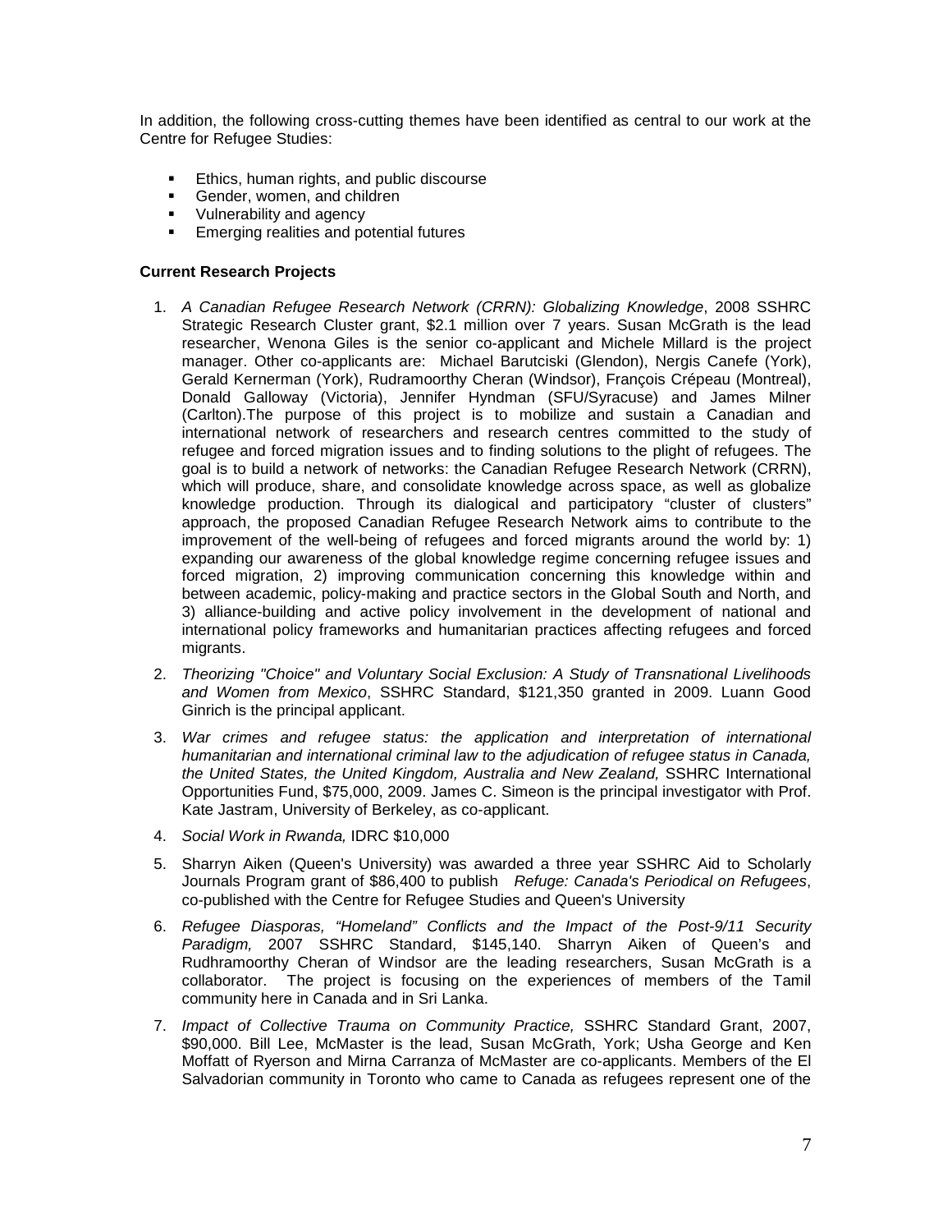In addition, the following cross-cutting themes have been identified as central to our work at the Centre for Refugee Studies:

- Ethics, human rights, and public discourse
- Gender, women, and children
- Vulnerability and agency
- Emerging realities and potential futures

**Current Research Projects**

1. *A Canadian Refugee Research Network (CRRN): Globalizing Knowledge*, 2008 SSHRC Strategic Research Cluster grant, $2.1 million over 7 years. Susan McGrath is the lead researcher, Wenona Giles is the senior co-applicant and Michele Millard is the project manager. Other co-applicants are: Michael Barutciski (Glendon), Nergis Canefe (York), Gerald Kernerman (York), Rudramoorthy Cheran (Windsor), François Crépeau (Montreal), Donald Galloway (Victoria), Jennifer Hyndman (SFU/Syracuse) and James Milner (Carlton).The purpose of this project is to mobilize and sustain a Canadian and international network of researchers and research centres committed to the study of refugee and forced migration issues and to finding solutions to the plight of refugees. The goal is to build a network of networks: the Canadian Refugee Research Network (CRRN), which will produce, share, and consolidate knowledge across space, as well as globalize knowledge production. Through its dialogical and participatory "cluster of clusters" approach, the proposed Canadian Refugee Research Network aims to contribute to the improvement of the well-being of refugees and forced migrants around the world by: 1) expanding our awareness of the global knowledge regime concerning refugee issues and forced migration, 2) improving communication concerning this knowledge within and between academic, policy-making and practice sectors in the Global South and North, and 3) alliance-building and active policy involvement in the development of national and international policy frameworks and humanitarian practices affecting refugees and forced migrants.
2. *Theorizing "Choice" and Voluntary Social Exclusion: A Study of Transnational Livelihoods and Women from Mexico*, SSHRC Standard, $121,350 granted in 2009. Luann Good Ginrich is the principal applicant.
3. *War crimes and refugee status: the application and interpretation of international humanitarian and international criminal law to the adjudication of refugee status in Canada, the United States, the United Kingdom, Australia and New Zealand,* SSHRC International Opportunities Fund, $75,000, 2009. James C. Simeon is the principal investigator with Prof. Kate Jastram, University of Berkeley, as co-applicant.
4. *Social Work in Rwanda,* IDRC $10,000
5. Sharryn Aiken (Queen's University) was awarded a three year SSHRC Aid to Scholarly Journals Program grant of $86,400 to publish *Refuge: Canada's Periodical on Refugees*, co-published with the Centre for Refugee Studies and Queen's University
6. *Refugee Diasporas, "Homeland" Conflicts and the Impact of the Post-9/11 Security Paradigm,* 2007 SSHRC Standard, $145,140. Sharryn Aiken of Queen's and Rudhramoorthy Cheran of Windsor are the leading researchers, Susan McGrath is a collaborator. The project is focusing on the experiences of members of the Tamil community here in Canada and in Sri Lanka.
7. *Impact of Collective Trauma on Community Practice,* SSHRC Standard Grant, 2007, $90,000. Bill Lee, McMaster is the lead, Susan McGrath, York; Usha George and Ken Moffatt of Ryerson and Mirna Carranza of McMaster are co-applicants. Members of the El Salvadorian community in Toronto who came to Canada as refugees represent one of the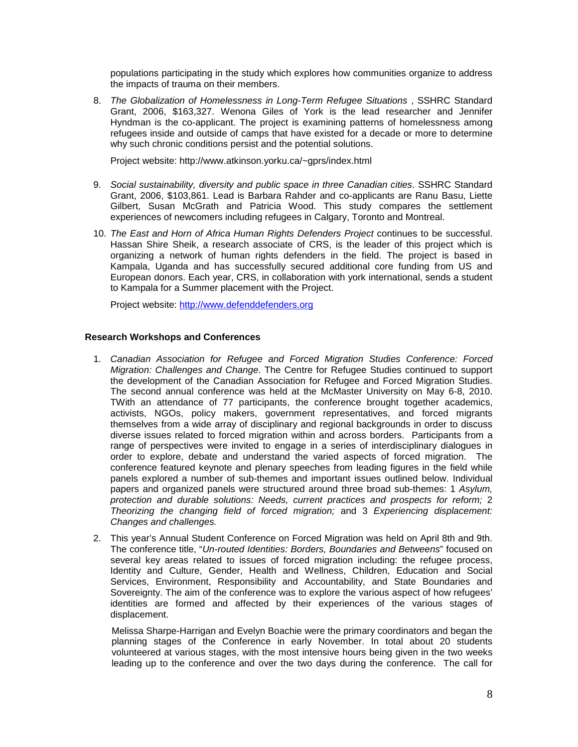populations participating in the study which explores how communities organize to address the impacts of trauma on their members.

8. *The Globalization of Homelessness in Long-Term Refugee Situations* , SSHRC Standard Grant, 2006, $163,327. Wenona Giles of York is the lead researcher and Jennifer Hyndman is the co-applicant. The project is examining patterns of homelessness among refugees inside and outside of camps that have existed for a decade or more to determine why such chronic conditions persist and the potential solutions.

   Project website: http://www.atkinson.yorku.ca/~gprs/index.html

9. *Social sustainability, diversity and public space in three Canadian cities*. SSHRC Standard Grant, 2006, $103,861. Lead is Barbara Rahder and co-applicants are Ranu Basu, Liette Gilbert, Susan McGrath and Patricia Wood. This study compares the settlement experiences of newcomers including refugees in Calgary, Toronto and Montreal.

10. *The East and Horn of Africa Human Rights Defenders Project* continues to be successful. Hassan Shire Sheik, a research associate of CRS, is the leader of this project which is organizing a network of human rights defenders in the field. The project is based in Kampala, Uganda and has successfully secured additional core funding from US and European donors. Each year, CRS, in collaboration with york international, sends a student to Kampala for a Summer placement with the Project.

    Project website: http://www.defenddefenders.org

**Research Workshops and Conferences**

1. *Canadian Association for Refugee and Forced Migration Studies Conference: Forced Migration: Challenges and Change*. The Centre for Refugee Studies continued to support the development of the Canadian Association for Refugee and Forced Migration Studies. The second annual conference was held at the McMaster University on May 6-8, 2010. TWith an attendance of 77 participants, the conference brought together academics, activists, NGOs, policy makers, government representatives, and forced migrants themselves from a wide array of disciplinary and regional backgrounds in order to discuss diverse issues related to forced migration within and across borders. Participants from a range of perspectives were invited to engage in a series of interdisciplinary dialogues in order to explore, debate and understand the varied aspects of forced migration. The conference featured keynote and plenary speeches from leading figures in the field while panels explored a number of sub-themes and important issues outlined below. Individual papers and organized panels were structured around three broad sub-themes: 1 *Asylum, protection and durable solutions: Needs, current practices and prospects for reform;* 2 *Theorizing the changing field of forced migration;* and 3 *Experiencing displacement: Changes and challenges.*

2. This year's Annual Student Conference on Forced Migration was held on April 8th and 9th. The conference title, "*Un-routed Identities: Borders, Boundaries and Betweens*" focused on several key areas related to issues of forced migration including: the refugee process, Identity and Culture, Gender, Health and Wellness, Children, Education and Social Services, Environment, Responsibility and Accountability, and State Boundaries and Sovereignty. The aim of the conference was to explore the various aspect of how refugees' identities are formed and affected by their experiences of the various stages of displacement.

   Melissa Sharpe-Harrigan and Evelyn Boachie were the primary coordinators and began the planning stages of the Conference in early November. In total about 20 students volunteered at various stages, with the most intensive hours being given in the two weeks leading up to the conference and over the two days during the conference. The call for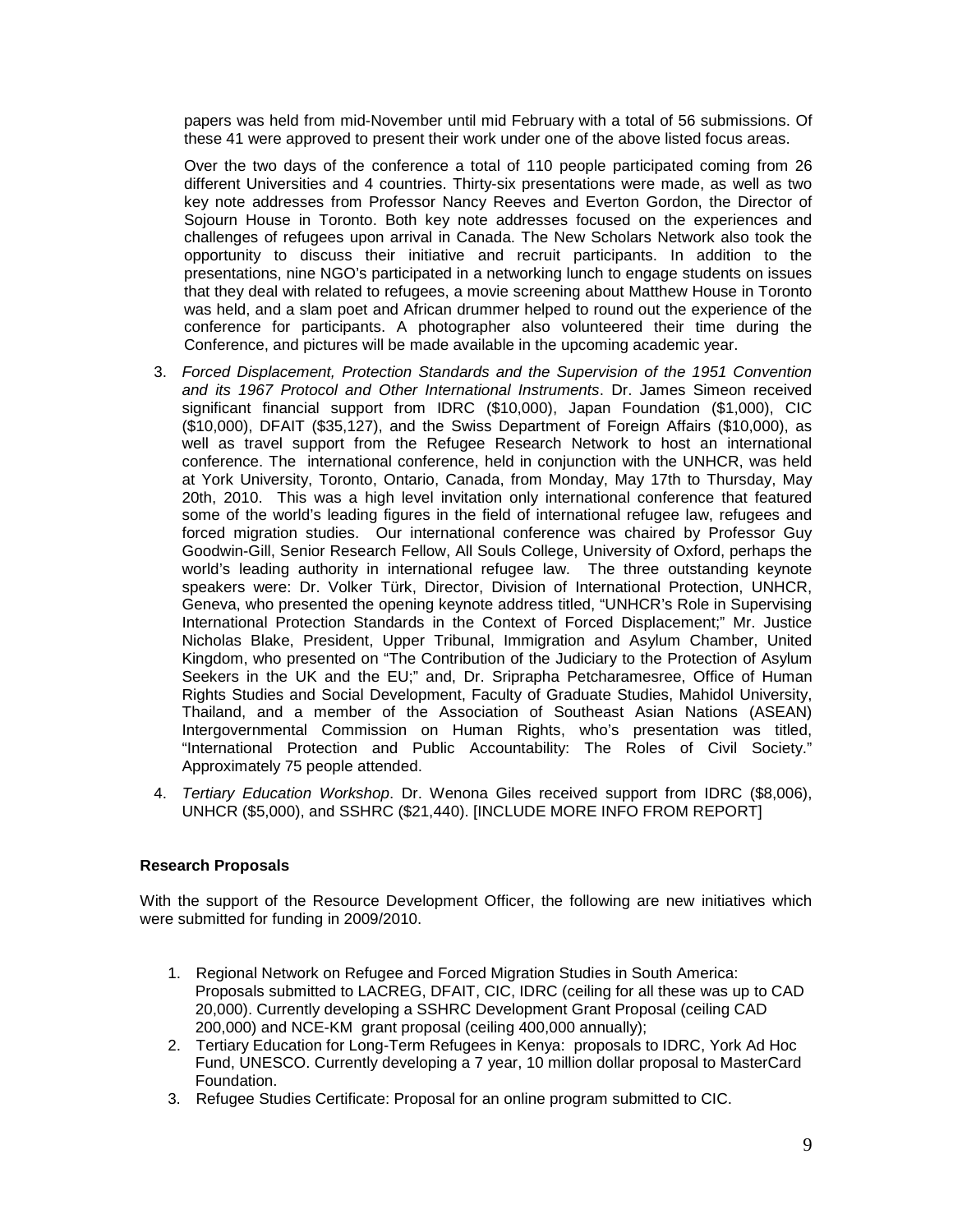papers was held from mid-November until mid February with a total of 56 submissions. Of these 41 were approved to present their work under one of the above listed focus areas.

Over the two days of the conference a total of 110 people participated coming from 26 different Universities and 4 countries. Thirty-six presentations were made, as well as two key note addresses from Professor Nancy Reeves and Everton Gordon, the Director of Sojourn House in Toronto. Both key note addresses focused on the experiences and challenges of refugees upon arrival in Canada. The New Scholars Network also took the opportunity to discuss their initiative and recruit participants. In addition to the presentations, nine NGO's participated in a networking lunch to engage students on issues that they deal with related to refugees, a movie screening about Matthew House in Toronto was held, and a slam poet and African drummer helped to round out the experience of the conference for participants. A photographer also volunteered their time during the Conference, and pictures will be made available in the upcoming academic year.

3. *Forced Displacement, Protection Standards and the Supervision of the 1951 Convention and its 1967 Protocol and Other International Instruments*. Dr. James Simeon received significant financial support from IDRC ($10,000), Japan Foundation ($1,000), CIC ($10,000), DFAIT ($35,127), and the Swiss Department of Foreign Affairs ($10,000), as well as travel support from the Refugee Research Network to host an international conference. The international conference, held in conjunction with the UNHCR, was held at York University, Toronto, Ontario, Canada, from Monday, May 17th to Thursday, May 20th, 2010. This was a high level invitation only international conference that featured some of the world's leading figures in the field of international refugee law, refugees and forced migration studies. Our international conference was chaired by Professor Guy Goodwin-Gill, Senior Research Fellow, All Souls College, University of Oxford, perhaps the world's leading authority in international refugee law. The three outstanding keynote speakers were: Dr. Volker Türk, Director, Division of International Protection, UNHCR, Geneva, who presented the opening keynote address titled, "UNHCR's Role in Supervising International Protection Standards in the Context of Forced Displacement;" Mr. Justice Nicholas Blake, President, Upper Tribunal, Immigration and Asylum Chamber, United Kingdom, who presented on "The Contribution of the Judiciary to the Protection of Asylum Seekers in the UK and the EU;" and, Dr. Sriprapha Petcharamesree, Office of Human Rights Studies and Social Development, Faculty of Graduate Studies, Mahidol University, Thailand, and a member of the Association of Southeast Asian Nations (ASEAN) Intergovernmental Commission on Human Rights, who's presentation was titled, "International Protection and Public Accountability: The Roles of Civil Society." Approximately 75 people attended.

4. *Tertiary Education Workshop*. Dr. Wenona Giles received support from IDRC ($8,006), UNHCR ($5,000), and SSHRC ($21,440). [INCLUDE MORE INFO FROM REPORT]

**Research Proposals**

With the support of the Resource Development Officer, the following are new initiatives which were submitted for funding in 2009/2010.

1. Regional Network on Refugee and Forced Migration Studies in South America: Proposals submitted to LACREG, DFAIT, CIC, IDRC (ceiling for all these was up to CAD 20,000). Currently developing a SSHRC Development Grant Proposal (ceiling CAD 200,000) and NCE-KM grant proposal (ceiling 400,000 annually);
2. Tertiary Education for Long-Term Refugees in Kenya: proposals to IDRC, York Ad Hoc Fund, UNESCO. Currently developing a 7 year, 10 million dollar proposal to MasterCard Foundation.
3. Refugee Studies Certificate: Proposal for an online program submitted to CIC.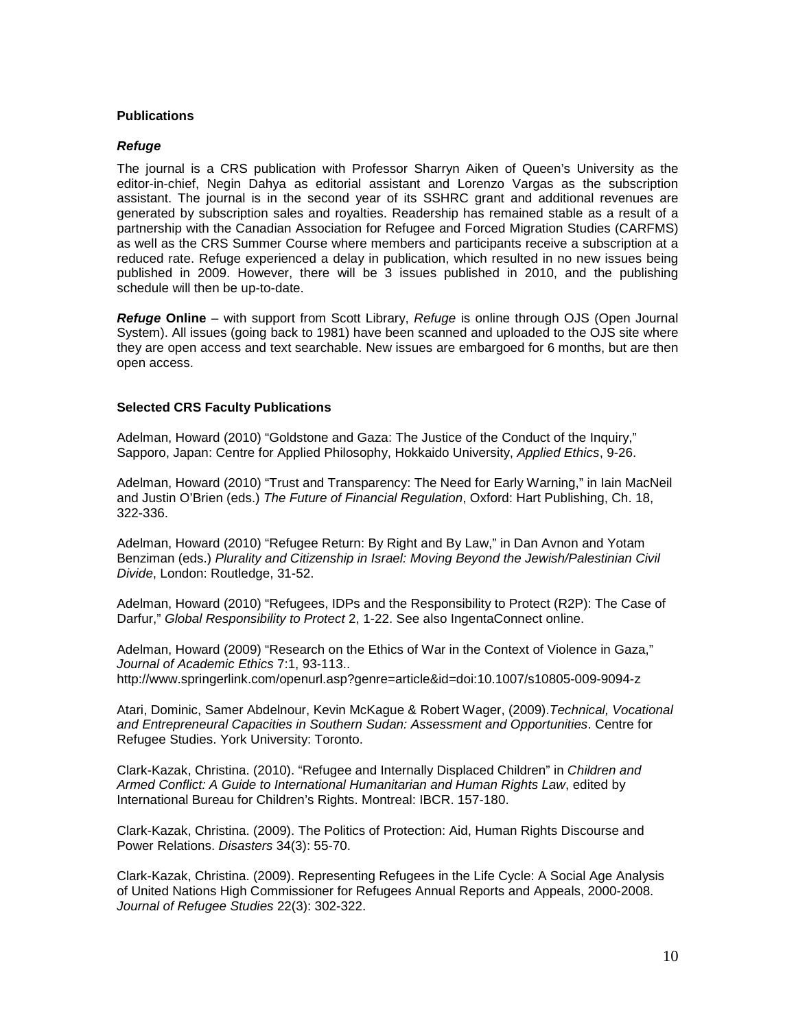### Publications

#### *Refuge*

The journal is a CRS publication with Professor Sharryn Aiken of Queen's University as the editor-in-chief, Negin Dahya as editorial assistant and Lorenzo Vargas as the subscription assistant. The journal is in the second year of its SSHRC grant and additional revenues are generated by subscription sales and royalties. Readership has remained stable as a result of a partnership with the Canadian Association for Refugee and Forced Migration Studies (CARFMS) as well as the CRS Summer Course where members and participants receive a subscription at a reduced rate. Refuge experienced a delay in publication, which resulted in no new issues being published in 2009. However, there will be 3 issues published in 2010, and the publishing schedule will then be up-to-date.

***Refuge* Online** – with support from Scott Library, *Refuge* is online through OJS (Open Journal System). All issues (going back to 1981) have been scanned and uploaded to the OJS site where they are open access and text searchable. New issues are embargoed for 6 months, but are then open access.

### Selected CRS Faculty Publications

Adelman, Howard (2010) "Goldstone and Gaza: The Justice of the Conduct of the Inquiry," Sapporo, Japan: Centre for Applied Philosophy, Hokkaido University, *Applied Ethics*, 9-26.

Adelman, Howard (2010) "Trust and Transparency: The Need for Early Warning," in Iain MacNeil and Justin O'Brien (eds.) *The Future of Financial Regulation*, Oxford: Hart Publishing, Ch. 18, 322-336.

Adelman, Howard (2010) "Refugee Return: By Right and By Law," in Dan Avnon and Yotam Benziman (eds.) *Plurality and Citizenship in Israel: Moving Beyond the Jewish/Palestinian Civil Divide*, London: Routledge, 31-52.

Adelman, Howard (2010) "Refugees, IDPs and the Responsibility to Protect (R2P): The Case of Darfur," *Global Responsibility to Protect* 2, 1-22. See also IngentaConnect online.

Adelman, Howard (2009) "Research on the Ethics of War in the Context of Violence in Gaza," *Journal of Academic Ethics* 7:1, 93-113..
http://www.springerlink.com/openurl.asp?genre=article&id=doi:10.1007/s10805-009-9094-z

Atari, Dominic, Samer Abdelnour, Kevin McKague & Robert Wager, (2009).*Technical, Vocational and Entrepreneural Capacities in Southern Sudan: Assessment and Opportunities*. Centre for Refugee Studies. York University: Toronto.

Clark-Kazak, Christina. (2010). "Refugee and Internally Displaced Children" in *Children and Armed Conflict: A Guide to International Humanitarian and Human Rights Law*, edited by International Bureau for Children's Rights. Montreal: IBCR. 157-180.

Clark-Kazak, Christina. (2009). The Politics of Protection: Aid, Human Rights Discourse and Power Relations. *Disasters* 34(3): 55-70.

Clark-Kazak, Christina. (2009). Representing Refugees in the Life Cycle: A Social Age Analysis of United Nations High Commissioner for Refugees Annual Reports and Appeals, 2000-2008. *Journal of Refugee Studies* 22(3): 302-322.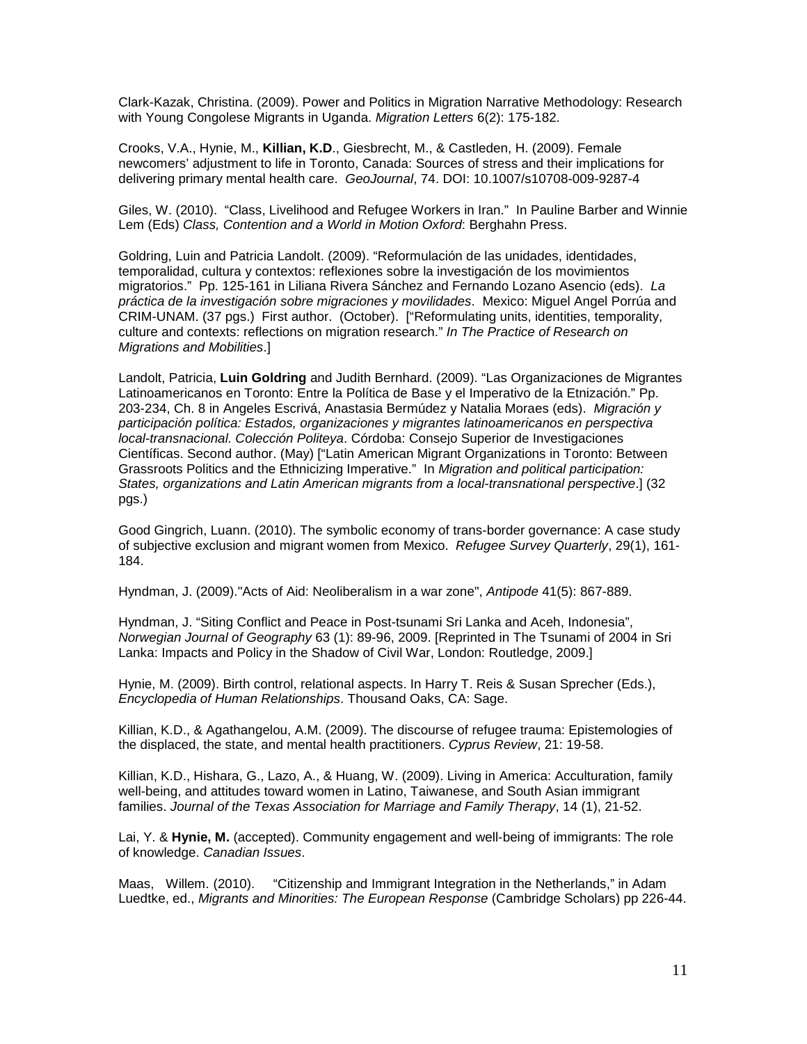Clark-Kazak, Christina. (2009). Power and Politics in Migration Narrative Methodology: Research with Young Congolese Migrants in Uganda. *Migration Letters* 6(2): 175-182.

Crooks, V.A., Hynie, M., **Killian, K.D**., Giesbrecht, M., & Castleden, H. (2009). Female newcomers' adjustment to life in Toronto, Canada: Sources of stress and their implications for delivering primary mental health care. *GeoJournal*, 74. DOI: 10.1007/s10708-009-9287-4

Giles, W. (2010). "Class, Livelihood and Refugee Workers in Iran." In Pauline Barber and Winnie Lem (Eds) *Class, Contention and a World in Motion Oxford*: Berghahn Press.

Goldring, Luin and Patricia Landolt. (2009). "Reformulación de las unidades, identidades, temporalidad, cultura y contextos: reflexiones sobre la investigación de los movimientos migratorios." Pp. 125-161 in Liliana Rivera Sánchez and Fernando Lozano Asencio (eds). *La práctica de la investigación sobre migraciones y movilidades*. Mexico: Miguel Angel Porrúa and CRIM-UNAM. (37 pgs.) First author. (October). ["Reformulating units, identities, temporality, culture and contexts: reflections on migration research." *In The Practice of Research on Migrations and Mobilities*.]

Landolt, Patricia, **Luin Goldring** and Judith Bernhard. (2009). "Las Organizaciones de Migrantes Latinoamericanos en Toronto: Entre la Política de Base y el Imperativo de la Etnización." Pp. 203-234, Ch. 8 in Angeles Escrivá, Anastasia Bermúdez y Natalia Moraes (eds). *Migración y participación política: Estados, organizaciones y migrantes latinoamericanos en perspectiva local-transnacional. Colección Politeya*. Córdoba: Consejo Superior de Investigaciones Científicas. Second author. (May) ["Latin American Migrant Organizations in Toronto: Between Grassroots Politics and the Ethnicizing Imperative." In *Migration and political participation: States, organizations and Latin American migrants from a local-transnational perspective*.] (32 pgs.)

Good Gingrich, Luann. (2010). The symbolic economy of trans-border governance: A case study of subjective exclusion and migrant women from Mexico. *Refugee Survey Quarterly*, 29(1), 161-184.

Hyndman, J. (2009)."Acts of Aid: Neoliberalism in a war zone", *Antipode* 41(5): 867-889.

Hyndman, J. "Siting Conflict and Peace in Post-tsunami Sri Lanka and Aceh, Indonesia", *Norwegian Journal of Geography* 63 (1): 89-96, 2009. [Reprinted in The Tsunami of 2004 in Sri Lanka: Impacts and Policy in the Shadow of Civil War, London: Routledge, 2009.]

Hynie, M. (2009). Birth control, relational aspects. In Harry T. Reis & Susan Sprecher (Eds.), *Encyclopedia of Human Relationships*. Thousand Oaks, CA: Sage.

Killian, K.D., & Agathangelou, A.M. (2009). The discourse of refugee trauma: Epistemologies of the displaced, the state, and mental health practitioners. *Cyprus Review*, 21: 19-58.

Killian, K.D., Hishara, G., Lazo, A., & Huang, W. (2009). Living in America: Acculturation, family well-being, and attitudes toward women in Latino, Taiwanese, and South Asian immigrant families. *Journal of the Texas Association for Marriage and Family Therapy*, 14 (1), 21-52.

Lai, Y. & **Hynie, M.** (accepted). Community engagement and well-being of immigrants: The role of knowledge. *Canadian Issues*.

Maas, Willem. (2010). "Citizenship and Immigrant Integration in the Netherlands," in Adam Luedtke, ed., *Migrants and Minorities: The European Response* (Cambridge Scholars) pp 226-44.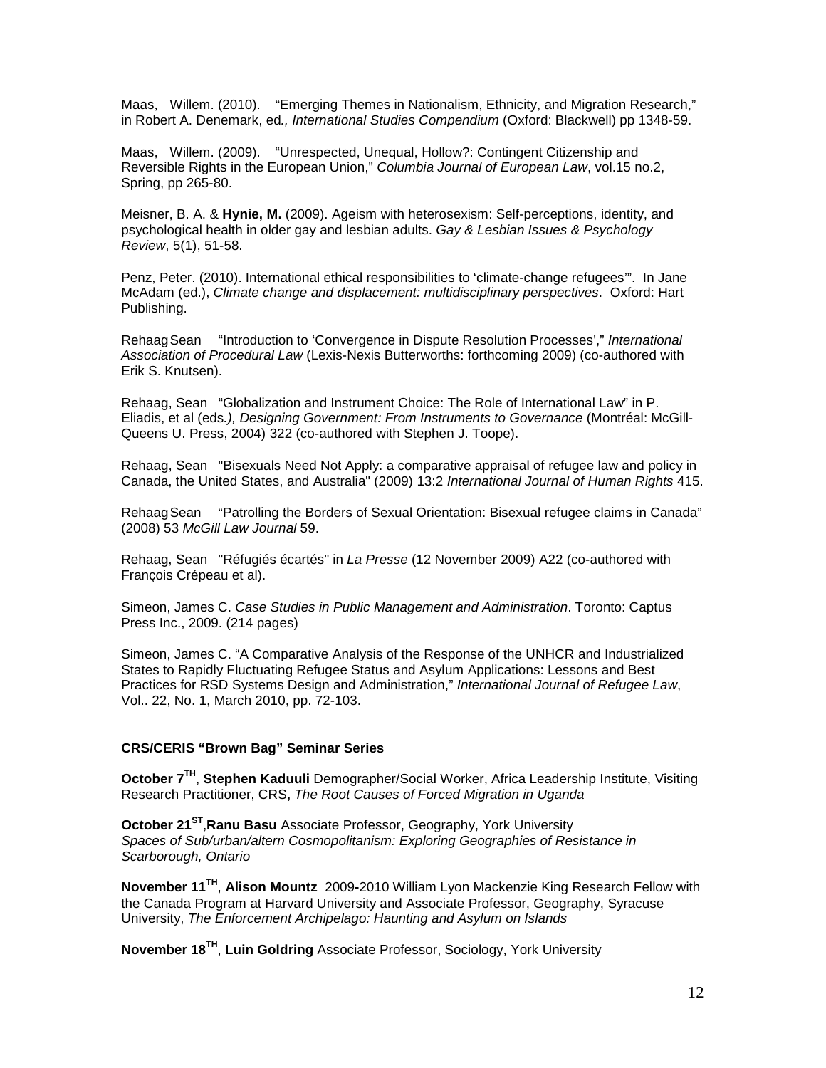Maas, Willem. (2010). "Emerging Themes in Nationalism, Ethnicity, and Migration Research," in Robert A. Denemark, ed*., International Studies Compendium* (Oxford: Blackwell) pp 1348-59.

Maas, Willem. (2009). "Unrespected, Unequal, Hollow?: Contingent Citizenship and Reversible Rights in the European Union," *Columbia Journal of European Law*, vol.15 no.2, Spring, pp 265-80.

Meisner, B. A. & **Hynie, M.** (2009). Ageism with heterosexism: Self-perceptions, identity, and psychological health in older gay and lesbian adults. *Gay & Lesbian Issues & Psychology Review*, 5(1), 51-58.

Penz, Peter. (2010). International ethical responsibilities to 'climate-change refugees'". In Jane McAdam (ed.), *Climate change and displacement: multidisciplinary perspectives*. Oxford: Hart Publishing.

Rehaag Sean "Introduction to 'Convergence in Dispute Resolution Processes'," *International Association of Procedural Law* (Lexis-Nexis Butterworths: forthcoming 2009) (co-authored with Erik S. Knutsen).

Rehaag, Sean "Globalization and Instrument Choice: The Role of International Law" in P. Eliadis, et al (eds*.), Designing Government: From Instruments to Governance* (Montréal: McGill-Queens U. Press, 2004) 322 (co-authored with Stephen J. Toope).

Rehaag, Sean "Bisexuals Need Not Apply: a comparative appraisal of refugee law and policy in Canada, the United States, and Australia" (2009) 13:2 *International Journal of Human Rights* 415.

Rehaag Sean "Patrolling the Borders of Sexual Orientation: Bisexual refugee claims in Canada" (2008) 53 *McGill Law Journal* 59.

Rehaag, Sean "Réfugiés écartés" in *La Presse* (12 November 2009) A22 (co-authored with François Crépeau et al).

Simeon, James C. *Case Studies in Public Management and Administration*. Toronto: Captus Press Inc., 2009. (214 pages)

Simeon, James C. "A Comparative Analysis of the Response of the UNHCR and Industrialized States to Rapidly Fluctuating Refugee Status and Asylum Applications: Lessons and Best Practices for RSD Systems Design and Administration," *International Journal of Refugee Law*, Vol.. 22, No. 1, March 2010, pp. 72-103.

**CRS/CERIS "Brown Bag" Seminar Series**

**October 7TH**, **Stephen Kaduuli** Demographer/Social Worker, Africa Leadership Institute, Visiting Research Practitioner, CRS**,** *The Root Causes of Forced Migration in Uganda*

**October 21ST**,**Ranu Basu** Associate Professor, Geography, York University
*Spaces of Sub/urban/altern Cosmopolitanism: Exploring Geographies of Resistance in Scarborough, Ontario*

**November 11TH**, **Alison Mountz** 2009-2010 William Lyon Mackenzie King Research Fellow with the Canada Program at Harvard University and Associate Professor, Geography, Syracuse University, *The Enforcement Archipelago: Haunting and Asylum on Islands*

**November 18TH**, **Luin Goldring** Associate Professor, Sociology, York University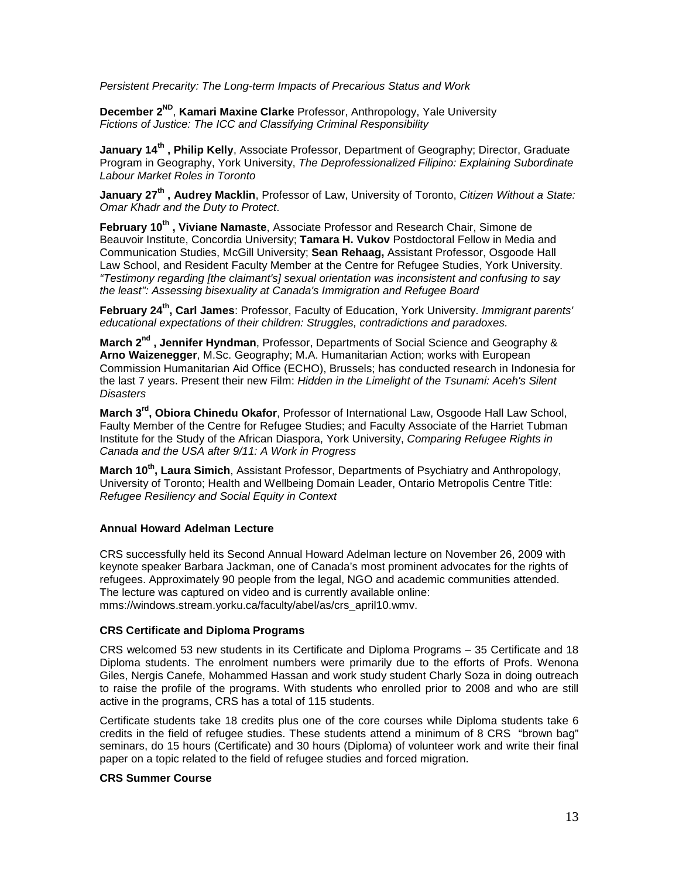*Persistent Precarity: The Long-term Impacts of Precarious Status and Work*

**December 2ND**, **Kamari Maxine Clarke** Professor, Anthropology, Yale University
*Fictions of Justice: The ICC and Classifying Criminal Responsibility*

**January 14th , Philip Kelly**, Associate Professor, Department of Geography; Director, Graduate Program in Geography, York University, *The Deprofessionalized Filipino: Explaining Subordinate Labour Market Roles in Toronto*

**January 27th , Audrey Macklin**, Professor of Law, University of Toronto, *Citizen Without a State: Omar Khadr and the Duty to Protect*.

**February 10th , Viviane Namaste**, Associate Professor and Research Chair, Simone de Beauvoir Institute, Concordia University; **Tamara H. Vukov** Postdoctoral Fellow in Media and Communication Studies, McGill University; **Sean Rehaag,** Assistant Professor, Osgoode Hall Law School, and Resident Faculty Member at the Centre for Refugee Studies, York University. *"Testimony regarding [the claimant's] sexual orientation was inconsistent and confusing to say the least": Assessing bisexuality at Canada's Immigration and Refugee Board*

**February 24th, Carl James**: Professor, Faculty of Education, York University. *Immigrant parents' educational expectations of their children: Struggles, contradictions and paradoxes.*

**March 2nd , Jennifer Hyndman**, Professor, Departments of Social Science and Geography & **Arno Waizenegger**, M.Sc. Geography; M.A. Humanitarian Action; works with European Commission Humanitarian Aid Office (ECHO), Brussels; has conducted research in Indonesia for the last 7 years. Present their new Film: *Hidden in the Limelight of the Tsunami: Aceh's Silent Disasters*

**March 3rd, Obiora Chinedu Okafor**, Professor of International Law, Osgoode Hall Law School, Faulty Member of the Centre for Refugee Studies; and Faculty Associate of the Harriet Tubman Institute for the Study of the African Diaspora, York University, *Comparing Refugee Rights in Canada and the USA after 9/11: A Work in Progress*

**March 10th, Laura Simich**, Assistant Professor, Departments of Psychiatry and Anthropology, University of Toronto; Health and Wellbeing Domain Leader, Ontario Metropolis Centre Title: *Refugee Resiliency and Social Equity in Context*

### Annual Howard Adelman Lecture

CRS successfully held its Second Annual Howard Adelman lecture on November 26, 2009 with keynote speaker Barbara Jackman, one of Canada's most prominent advocates for the rights of refugees. Approximately 90 people from the legal, NGO and academic communities attended. The lecture was captured on video and is currently available online: mms://windows.stream.yorku.ca/faculty/abel/as/crs_april10.wmv.

### CRS Certificate and Diploma Programs

CRS welcomed 53 new students in its Certificate and Diploma Programs – 35 Certificate and 18 Diploma students. The enrolment numbers were primarily due to the efforts of Profs. Wenona Giles, Nergis Canefe, Mohammed Hassan and work study student Charly Soza in doing outreach to raise the profile of the programs. With students who enrolled prior to 2008 and who are still active in the programs, CRS has a total of 115 students.

Certificate students take 18 credits plus one of the core courses while Diploma students take 6 credits in the field of refugee studies. These students attend a minimum of 8 CRS "brown bag" seminars, do 15 hours (Certificate) and 30 hours (Diploma) of volunteer work and write their final paper on a topic related to the field of refugee studies and forced migration.

### CRS Summer Course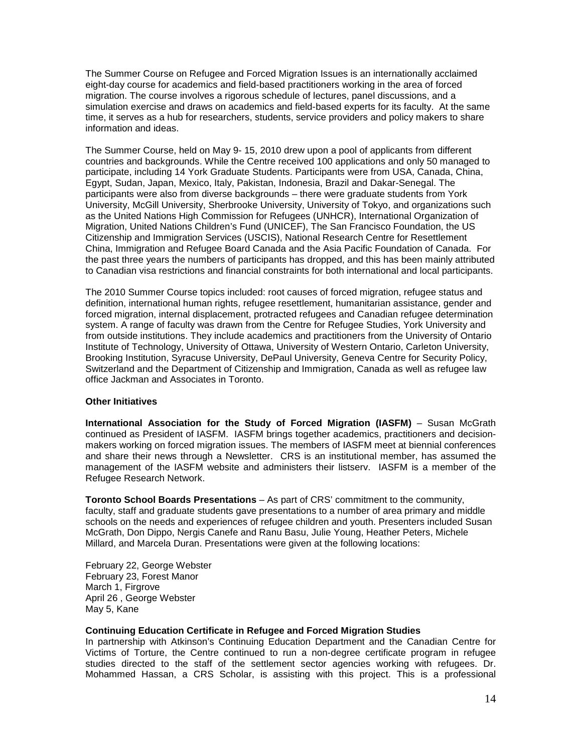The Summer Course on Refugee and Forced Migration Issues is an internationally acclaimed eight-day course for academics and field-based practitioners working in the area of forced migration. The course involves a rigorous schedule of lectures, panel discussions, and a simulation exercise and draws on academics and field-based experts for its faculty. At the same time, it serves as a hub for researchers, students, service providers and policy makers to share information and ideas.

The Summer Course, held on May 9- 15, 2010 drew upon a pool of applicants from different countries and backgrounds. While the Centre received 100 applications and only 50 managed to participate, including 14 York Graduate Students. Participants were from USA, Canada, China, Egypt, Sudan, Japan, Mexico, Italy, Pakistan, Indonesia, Brazil and Dakar-Senegal. The participants were also from diverse backgrounds – there were graduate students from York University, McGill University, Sherbrooke University, University of Tokyo, and organizations such as the United Nations High Commission for Refugees (UNHCR), International Organization of Migration, United Nations Children's Fund (UNICEF), The San Francisco Foundation, the US Citizenship and Immigration Services (USCIS), National Research Centre for Resettlement China, Immigration and Refugee Board Canada and the Asia Pacific Foundation of Canada. For the past three years the numbers of participants has dropped, and this has been mainly attributed to Canadian visa restrictions and financial constraints for both international and local participants.

The 2010 Summer Course topics included: root causes of forced migration, refugee status and definition, international human rights, refugee resettlement, humanitarian assistance, gender and forced migration, internal displacement, protracted refugees and Canadian refugee determination system. A range of faculty was drawn from the Centre for Refugee Studies, York University and from outside institutions. They include academics and practitioners from the University of Ontario Institute of Technology, University of Ottawa, University of Western Ontario, Carleton University, Brooking Institution, Syracuse University, DePaul University, Geneva Centre for Security Policy, Switzerland and the Department of Citizenship and Immigration, Canada as well as refugee law office Jackman and Associates in Toronto.

**Other Initiatives**

**International Association for the Study of Forced Migration (IASFM)** – Susan McGrath continued as President of IASFM. IASFM brings together academics, practitioners and decision-makers working on forced migration issues. The members of IASFM meet at biennial conferences and share their news through a Newsletter. CRS is an institutional member, has assumed the management of the IASFM website and administers their listserv. IASFM is a member of the Refugee Research Network.

**Toronto School Boards Presentations** – As part of CRS' commitment to the community, faculty, staff and graduate students gave presentations to a number of area primary and middle schools on the needs and experiences of refugee children and youth. Presenters included Susan McGrath, Don Dippo, Nergis Canefe and Ranu Basu, Julie Young, Heather Peters, Michele Millard, and Marcela Duran. Presentations were given at the following locations:

February 22, George Webster
February 23, Forest Manor
March 1, Firgrove
April 26 , George Webster
May 5, Kane

**Continuing Education Certificate in Refugee and Forced Migration Studies**
In partnership with Atkinson's Continuing Education Department and the Canadian Centre for Victims of Torture, the Centre continued to run a non-degree certificate program in refugee studies directed to the staff of the settlement sector agencies working with refugees. Dr. Mohammed Hassan, a CRS Scholar, is assisting with this project. This is a professional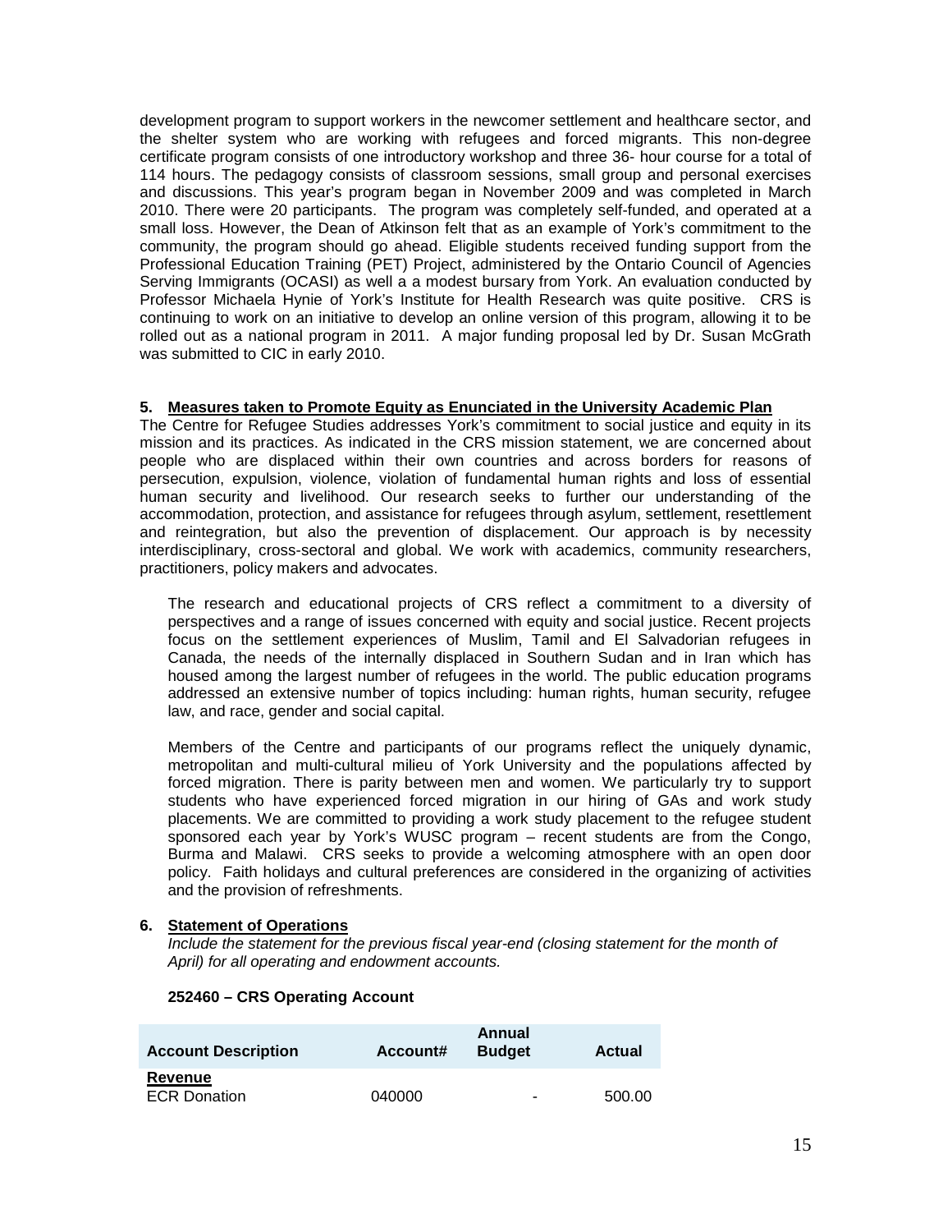development program to support workers in the newcomer settlement and healthcare sector, and the shelter system who are working with refugees and forced migrants. This non-degree certificate program consists of one introductory workshop and three 36- hour course for a total of 114 hours. The pedagogy consists of classroom sessions, small group and personal exercises and discussions. This year's program began in November 2009 and was completed in March 2010. There were 20 participants. The program was completely self-funded, and operated at a small loss. However, the Dean of Atkinson felt that as an example of York's commitment to the community, the program should go ahead. Eligible students received funding support from the Professional Education Training (PET) Project, administered by the Ontario Council of Agencies Serving Immigrants (OCASI) as well a a modest bursary from York. An evaluation conducted by Professor Michaela Hynie of York's Institute for Health Research was quite positive. CRS is continuing to work on an initiative to develop an online version of this program, allowing it to be rolled out as a national program in 2011. A major funding proposal led by Dr. Susan McGrath was submitted to CIC in early 2010.

### 5. Measures taken to Promote Equity as Enunciated in the University Academic Plan

The Centre for Refugee Studies addresses York's commitment to social justice and equity in its mission and its practices. As indicated in the CRS mission statement, we are concerned about people who are displaced within their own countries and across borders for reasons of persecution, expulsion, violence, violation of fundamental human rights and loss of essential human security and livelihood. Our research seeks to further our understanding of the accommodation, protection, and assistance for refugees through asylum, settlement, resettlement and reintegration, but also the prevention of displacement. Our approach is by necessity interdisciplinary, cross-sectoral and global. We work with academics, community researchers, practitioners, policy makers and advocates.

The research and educational projects of CRS reflect a commitment to a diversity of perspectives and a range of issues concerned with equity and social justice. Recent projects focus on the settlement experiences of Muslim, Tamil and El Salvadorian refugees in Canada, the needs of the internally displaced in Southern Sudan and in Iran which has housed among the largest number of refugees in the world. The public education programs addressed an extensive number of topics including: human rights, human security, refugee law, and race, gender and social capital.

Members of the Centre and participants of our programs reflect the uniquely dynamic, metropolitan and multi-cultural milieu of York University and the populations affected by forced migration. There is parity between men and women. We particularly try to support students who have experienced forced migration in our hiring of GAs and work study placements. We are committed to providing a work study placement to the refugee student sponsored each year by York's WUSC program – recent students are from the Congo, Burma and Malawi. CRS seeks to provide a welcoming atmosphere with an open door policy. Faith holidays and cultural preferences are considered in the organizing of activities and the provision of refreshments.

### 6. Statement of Operations

*Include the statement for the previous fiscal year-end (closing statement for the month of April) for all operating and endowment accounts.*

**252460 – CRS Operating Account**

| Account Description | Account# | Annual Budget | Actual |
|---|---|---|---|
| **Revenue** | | | |
| ECR Donation | 040000 | - | 500.00 |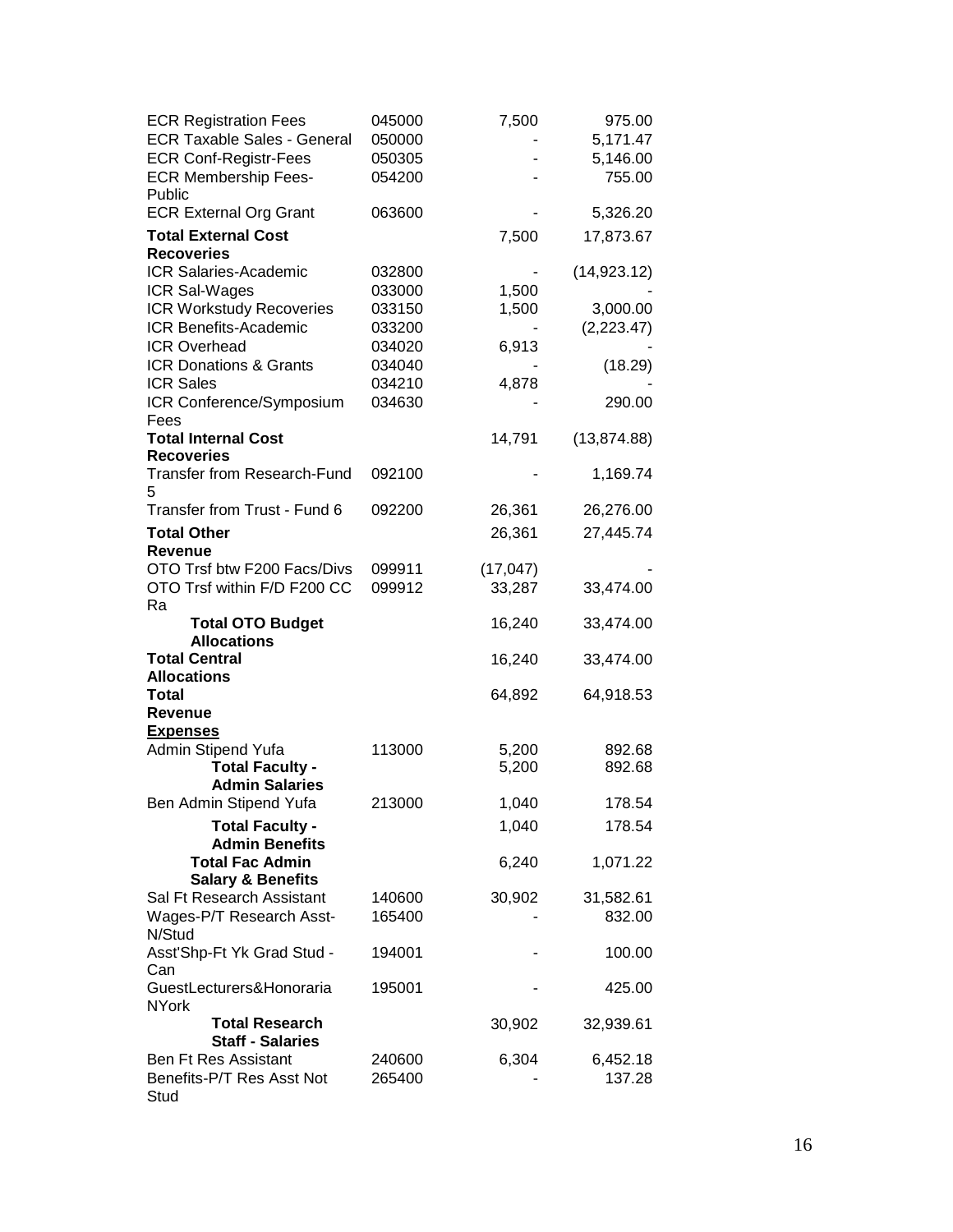| | | | |
|---|---|---|---|
| ECR Registration Fees | 045000 | 7,500 | 975.00 |
| ECR Taxable Sales - General | 050000 | - | 5,171.47 |
| ECR Conf-Registr-Fees | 050305 | - | 5,146.00 |
| ECR Membership Fees-Public | 054200 | - | 755.00 |
| ECR External Org Grant | 063600 | - | 5,326.20 |
| **Total External Cost Recoveries** | | 7,500 | 17,873.67 |
| ICR Salaries-Academic | 032800 | - | (14,923.12) |
| ICR Sal-Wages | 033000 | 1,500 | - |
| ICR Workstudy Recoveries | 033150 | 1,500 | 3,000.00 |
| ICR Benefits-Academic | 033200 | - | (2,223.47) |
| ICR Overhead | 034020 | 6,913 | - |
| ICR Donations & Grants | 034040 | - | (18.29) |
| ICR Sales | 034210 | 4,878 | - |
| ICR Conference/Symposium Fees | 034630 | - | 290.00 |
| **Total Internal Cost Recoveries** | | 14,791 | (13,874.88) |
| Transfer from Research-Fund 5 | 092100 | - | 1,169.74 |
| Transfer from Trust - Fund 6 | 092200 | 26,361 | 26,276.00 |
| **Total Other Revenue** | | 26,361 | 27,445.74 |
| OTO Trsf btw F200 Facs/Divs | 099911 | (17,047) | - |
| OTO Trsf within F/D F200 CC Ra | 099912 | 33,287 | 33,474.00 |
| **Total OTO Budget Allocations** | | 16,240 | 33,474.00 |
| **Total Central Allocations** | | 16,240 | 33,474.00 |
| **Total Revenue** | | 64,892 | 64,918.53 |
| **<u>Expenses</u>** | | | |
| Admin Stipend Yufa | 113000 | 5,200 | 892.68 |
| **Total Faculty - Admin Salaries** | | 5,200 | 892.68 |
| Ben Admin Stipend Yufa | 213000 | 1,040 | 178.54 |
| **Total Faculty - Admin Benefits** | | 1,040 | 178.54 |
| **Total Fac Admin Salary & Benefits** | | 6,240 | 1,071.22 |
| Sal Ft Research Assistant | 140600 | 30,902 | 31,582.61 |
| Wages-P/T Research Asst-N/Stud | 165400 | - | 832.00 |
| Asst'Shp-Ft Yk Grad Stud - Can | 194001 | - | 100.00 |
| GuestLecturers&Honoraria NYork | 195001 | - | 425.00 |
| **Total Research Staff - Salaries** | | 30,902 | 32,939.61 |
| Ben Ft Res Assistant | 240600 | 6,304 | 6,452.18 |
| Benefits-P/T Res Asst Not Stud | 265400 | - | 137.28 |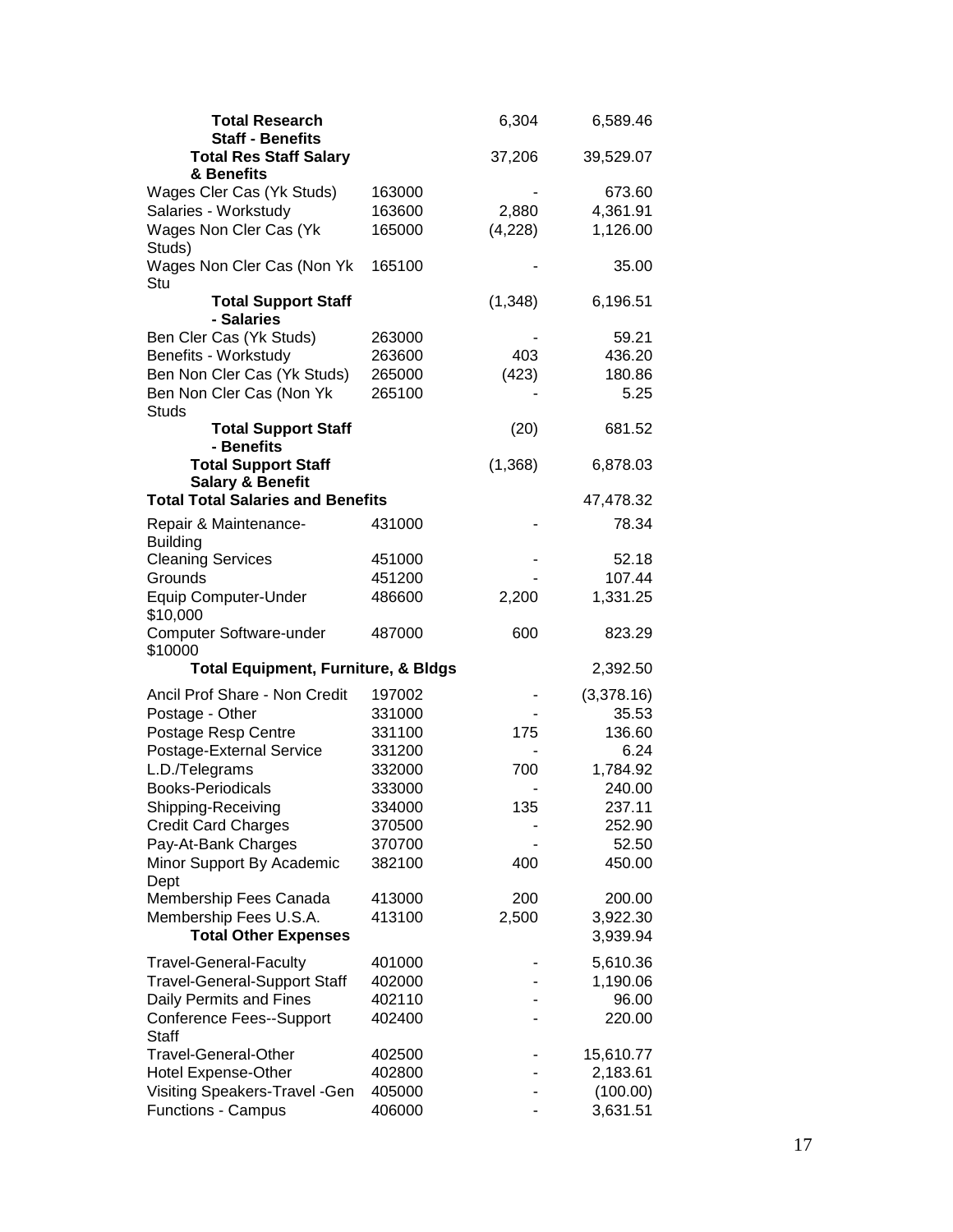| | | | |
|---|---|---|---|
| **Total Research Staff - Benefits** | | 6,304 | 6,589.46 |
| **Total Res Staff Salary & Benefits** | | 37,206 | 39,529.07 |
| Wages Cler Cas (Yk Studs) | 163000 | - | 673.60 |
| Salaries - Workstudy | 163600 | 2,880 | 4,361.91 |
| Wages Non Cler Cas (Yk Studs) | 165000 | (4,228) | 1,126.00 |
| Wages Non Cler Cas (Non Yk Stu | 165100 | - | 35.00 |
| **Total Support Staff - Salaries** | | (1,348) | 6,196.51 |
| Ben Cler Cas (Yk Studs) | 263000 | - | 59.21 |
| Benefits - Workstudy | 263600 | 403 | 436.20 |
| Ben Non Cler Cas (Yk Studs) | 265000 | (423) | 180.86 |
| Ben Non Cler Cas (Non Yk Studs | 265100 | - | 5.25 |
| **Total Support Staff - Benefits** | | (20) | 681.52 |
| **Total Support Staff Salary & Benefit** | | (1,368) | 6,878.03 |
| **Total Total Salaries and Benefits** | | | 47,478.32 |
| Repair & Maintenance-Building | 431000 | - | 78.34 |
| Cleaning Services | 451000 | - | 52.18 |
| Grounds | 451200 | - | 107.44 |
| Equip Computer-Under $10,000 | 486600 | 2,200 | 1,331.25 |
| Computer Software-under $10000 | 487000 | 600 | 823.29 |
| **Total Equipment, Furniture, & Bldgs** | | | 2,392.50 |
| Ancil Prof Share - Non Credit | 197002 | - | (3,378.16) |
| Postage - Other | 331000 | - | 35.53 |
| Postage Resp Centre | 331100 | 175 | 136.60 |
| Postage-External Service | 331200 | - | 6.24 |
| L.D./Telegrams | 332000 | 700 | 1,784.92 |
| Books-Periodicals | 333000 | - | 240.00 |
| Shipping-Receiving | 334000 | 135 | 237.11 |
| Credit Card Charges | 370500 | - | 252.90 |
| Pay-At-Bank Charges | 370700 | - | 52.50 |
| Minor Support By Academic Dept | 382100 | 400 | 450.00 |
| Membership Fees Canada | 413000 | 200 | 200.00 |
| Membership Fees U.S.A. | 413100 | 2,500 | 3,922.30 |
| **Total Other Expenses** | | | 3,939.94 |
| Travel-General-Faculty | 401000 | - | 5,610.36 |
| Travel-General-Support Staff | 402000 | - | 1,190.06 |
| Daily Permits and Fines | 402110 | - | 96.00 |
| Conference Fees--Support Staff | 402400 | - | 220.00 |
| Travel-General-Other | 402500 | - | 15,610.77 |
| Hotel Expense-Other | 402800 | - | 2,183.61 |
| Visiting Speakers-Travel -Gen | 405000 | - | (100.00) |
| Functions - Campus | 406000 | - | 3,631.51 |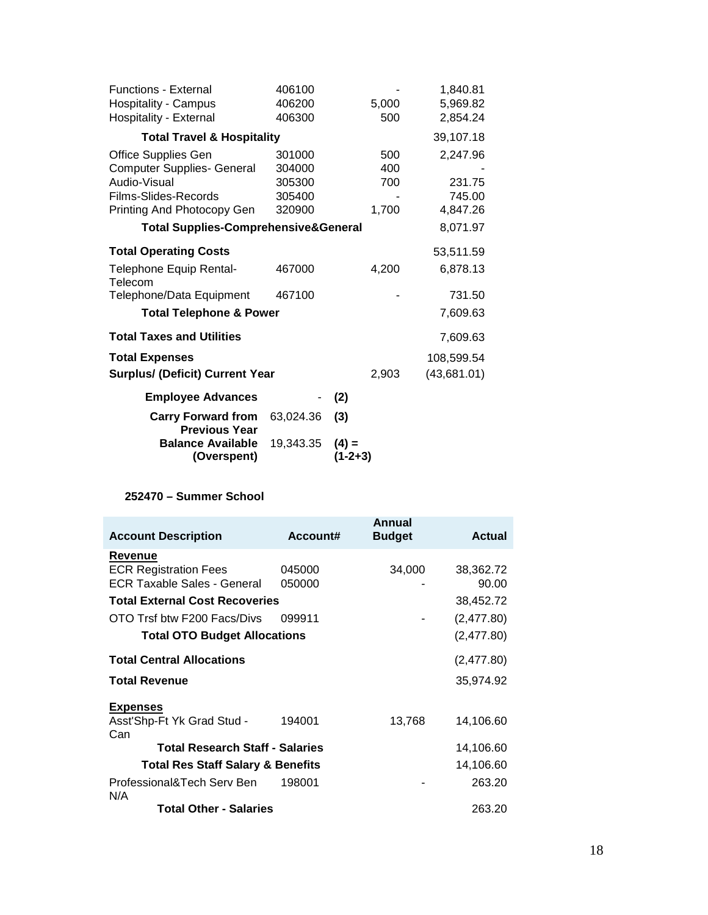| | | | |
|---|---|---|---|
| Functions - External | 406100 | - | 1,840.81 |
| Hospitality - Campus | 406200 | 5,000 | 5,969.82 |
| Hospitality - External | 406300 | 500 | 2,854.24 |
| **Total Travel & Hospitality** | | | 39,107.18 |
| Office Supplies Gen | 301000 | 500 | 2,247.96 |
| Computer Supplies- General | 304000 | 400 | - |
| Audio-Visual | 305300 | 700 | 231.75 |
| Films-Slides-Records | 305400 | - | 745.00 |
| Printing And Photocopy Gen | 320900 | 1,700 | 4,847.26 |
| **Total Supplies-Comprehensive&General** | | | 8,071.97 |
| **Total Operating Costs** | | | 53,511.59 |
| Telephone Equip Rental-Telecom | 467000 | 4,200 | 6,878.13 |
| Telephone/Data Equipment | 467100 | - | 731.50 |
| **Total Telephone & Power** | | | 7,609.63 |
| **Total Taxes and Utilities** | | | 7,609.63 |
| **Total Expenses** | | | 108,599.54 |
| **Surplus/ (Deficit) Current Year** | | 2,903 | (43,681.01) |

| | | |
|---|---|---|
| **Employee Advances** | - | **(2)** |
| **Carry Forward from Previous Year** | 63,024.36 | **(3)** |
| **Balance Available (Overspent)** | 19,343.35 | **(4) = (1-2+3)** |

**252470 – Summer School**

| Account Description | Account# | Annual Budget | Actual |
|---|---|---|---|
| **Revenue** | | | |
| ECR Registration Fees | 045000 | 34,000 | 38,362.72 |
| ECR Taxable Sales - General | 050000 | - | 90.00 |
| **Total External Cost Recoveries** | | | 38,452.72 |
| OTO Trsf btw F200 Facs/Divs | 099911 | - | (2,477.80) |
| **Total OTO Budget Allocations** | | | (2,477.80) |
| **Total Central Allocations** | | | (2,477.80) |
| **Total Revenue** | | | 35,974.92 |
| **Expenses** | | | |
| Asst'Shp-Ft Yk Grad Stud - Can | 194001 | 13,768 | 14,106.60 |
| **Total Research Staff - Salaries** | | | 14,106.60 |
| **Total Res Staff Salary & Benefits** | | | 14,106.60 |
| Professional&Tech Serv Ben N/A | 198001 | - | 263.20 |
| **Total Other - Salaries** | | | 263.20 |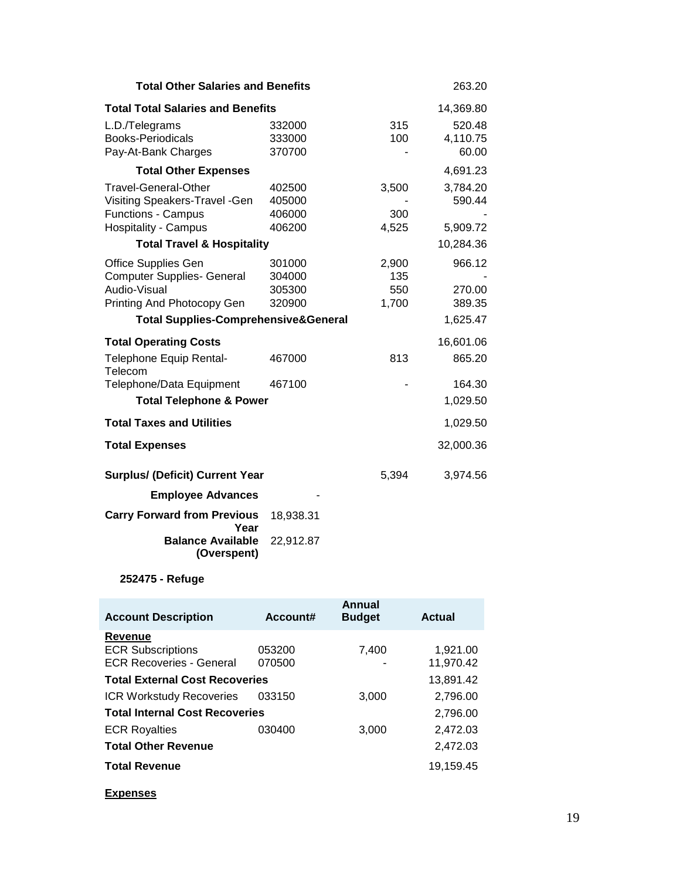| | | | |
|---|---|---|---|
| **Total Other Salaries and Benefits** | | | 263.20 |
| **Total Total Salaries and Benefits** | | | 14,369.80 |
| L.D./Telegrams | 332000 | 315 | 520.48 |
| Books-Periodicals | 333000 | 100 | 4,110.75 |
| Pay-At-Bank Charges | 370700 | - | 60.00 |
| **Total Other Expenses** | | | 4,691.23 |
| Travel-General-Other | 402500 | 3,500 | 3,784.20 |
| Visiting Speakers-Travel -Gen | 405000 | - | 590.44 |
| Functions - Campus | 406000 | 300 | - |
| Hospitality - Campus | 406200 | 4,525 | 5,909.72 |
| **Total Travel & Hospitality** | | | 10,284.36 |
| Office Supplies Gen | 301000 | 2,900 | 966.12 |
| Computer Supplies- General | 304000 | 135 | - |
| Audio-Visual | 305300 | 550 | 270.00 |
| Printing And Photocopy Gen | 320900 | 1,700 | 389.35 |
| **Total Supplies-Comprehensive&General** | | | 1,625.47 |
| **Total Operating Costs** | | | 16,601.06 |
| Telephone Equip Rental-Telecom | 467000 | 813 | 865.20 |
| Telephone/Data Equipment | 467100 | - | 164.30 |
| **Total Telephone & Power** | | | 1,029.50 |
| **Total Taxes and Utilities** | | | 1,029.50 |
| **Total Expenses** | | | 32,000.36 |
| **Surplus/ (Deficit) Current Year** | | 5,394 | 3,974.56 |
| **Employee Advances** | - | | |
| **Carry Forward from Previous Year** | 18,938.31 | | |
| **Balance Available (Overspent)** | 22,912.87 | | |

**252475 - Refuge**

| Account Description | Account# | Annual Budget | Actual |
|---|---|---|---|
| **Revenue** | | | |
| ECR Subscriptions | 053200 | 7,400 | 1,921.00 |
| ECR Recoveries - General | 070500 | - | 11,970.42 |
| **Total External Cost Recoveries** | | | 13,891.42 |
| ICR Workstudy Recoveries | 033150 | 3,000 | 2,796.00 |
| **Total Internal Cost Recoveries** | | | 2,796.00 |
| ECR Royalties | 030400 | 3,000 | 2,472.03 |
| **Total Other Revenue** | | | 2,472.03 |
| **Total Revenue** | | | 19,159.45 |

**Expenses**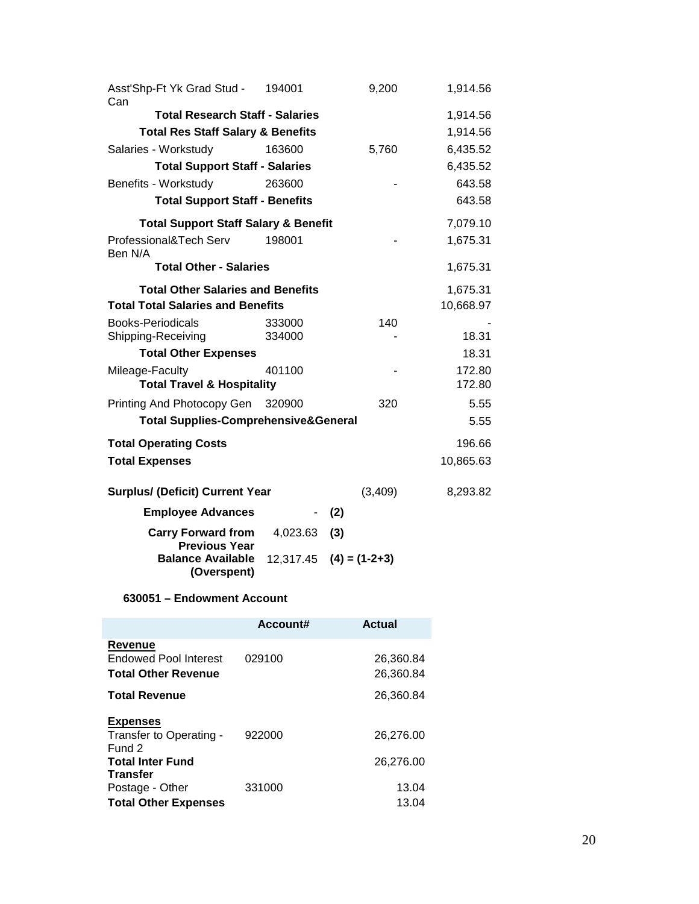| | | | |
|---|---|---|---|
| Asst'Shp-Ft Yk Grad Stud - Can | 194001 | 9,200 | 1,914.56 |
| **Total Research Staff - Salaries** | | | 1,914.56 |
| **Total Res Staff Salary & Benefits** | | | 1,914.56 |
| Salaries - Workstudy | 163600 | 5,760 | 6,435.52 |
| **Total Support Staff - Salaries** | | | 6,435.52 |
| Benefits - Workstudy | 263600 | - | 643.58 |
| **Total Support Staff - Benefits** | | | 643.58 |
| **Total Support Staff Salary & Benefit** | | | 7,079.10 |
| Professional&Tech Serv Ben N/A | 198001 | - | 1,675.31 |
| **Total Other - Salaries** | | | 1,675.31 |
| **Total Other Salaries and Benefits** | | | 1,675.31 |
| **Total Total Salaries and Benefits** | | | 10,668.97 |
| Books-Periodicals | 333000 | 140 | - |
| Shipping-Receiving | 334000 | - | 18.31 |
| **Total Other Expenses** | | | 18.31 |
| Mileage-Faculty | 401100 | - | 172.80 |
| **Total Travel & Hospitality** | | | 172.80 |
| Printing And Photocopy Gen | 320900 | 320 | 5.55 |
| **Total Supplies-Comprehensive&General** | | | 5.55 |
| **Total Operating Costs** | | | 196.66 |
| **Total Expenses** | | | 10,865.63 |
| **Surplus/ (Deficit) Current Year** | | (3,409) | 8,293.82 |
| **Employee Advances** | - | **(2)** | |
| **Carry Forward from Previous Year** | 4,023.63 | **(3)** | |
| **Balance Available (Overspent)** | 12,317.45 | **(4) = (1-2+3)** | |

**630051 – Endowment Account**

| | Account# | Actual |
|---|---|---|
| **Revenue** | | |
| Endowed Pool Interest | 029100 | 26,360.84 |
| **Total Other Revenue** | | 26,360.84 |
| **Total Revenue** | | 26,360.84 |
| **Expenses** | | |
| Transfer to Operating - Fund 2 | 922000 | 26,276.00 |
| **Total Inter Fund Transfer** | | 26,276.00 |
| Postage - Other | 331000 | 13.04 |
| **Total Other Expenses** | | 13.04 |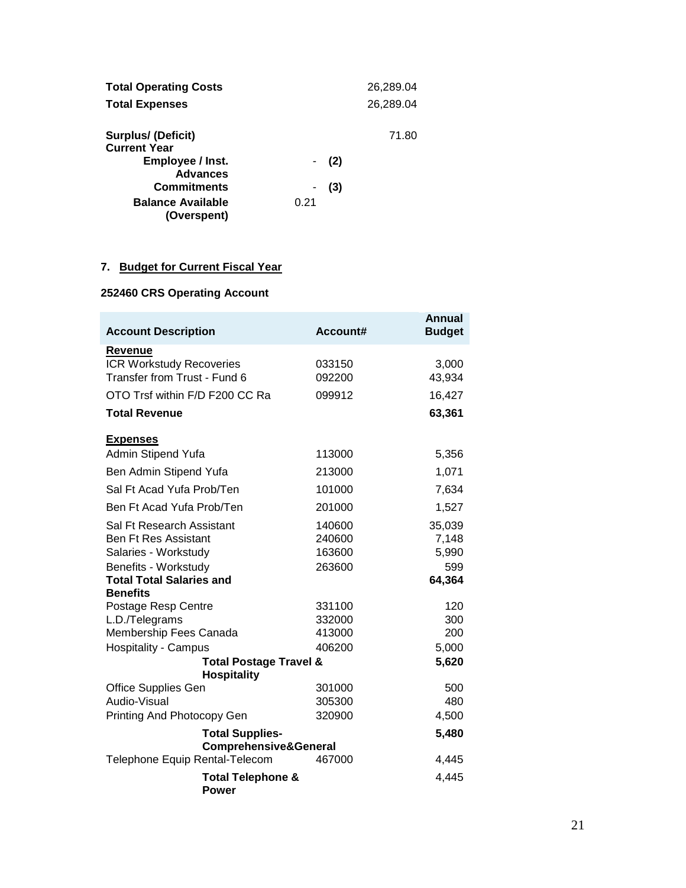| | | | |
|---|---|---|---|
| **Total Operating Costs** | | | 26,289.04 |
| **Total Expenses** | | | 26,289.04 |
| | | | |
| **Surplus/ (Deficit) Current Year** | | | 71.80 |
| **Employee / Inst. Advances** | - | **(2)** | |
| **Commitments** | - | **(3)** | |
| **Balance Available (Overspent)** | 0.21 | | |

## 7. Budget for Current Fiscal Year

### 252460 CRS Operating Account

| Account Description | Account# | Annual Budget |
|---|---|---|
| **Revenue** | | |
| ICR Workstudy Recoveries | 033150 | 3,000 |
| Transfer from Trust - Fund 6 | 092200 | 43,934 |
| OTO Trsf within F/D F200 CC Ra | 099912 | 16,427 |
| **Total Revenue** | | **63,361** |
| **Expenses** | | |
| Admin Stipend Yufa | 113000 | 5,356 |
| Ben Admin Stipend Yufa | 213000 | 1,071 |
| Sal Ft Acad Yufa Prob/Ten | 101000 | 7,634 |
| Ben Ft Acad Yufa Prob/Ten | 201000 | 1,527 |
| Sal Ft Research Assistant | 140600 | 35,039 |
| Ben Ft Res Assistant | 240600 | 7,148 |
| Salaries - Workstudy | 163600 | 5,990 |
| Benefits - Workstudy | 263600 | 599 |
| **Total Total Salaries and Benefits** | | **64,364** |
| Postage Resp Centre | 331100 | 120 |
| L.D./Telegrams | 332000 | 300 |
| Membership Fees Canada | 413000 | 200 |
| Hospitality - Campus | 406200 | 5,000 |
| **Total Postage Travel & Hospitality** | | **5,620** |
| Office Supplies Gen | 301000 | 500 |
| Audio-Visual | 305300 | 480 |
| Printing And Photocopy Gen | 320900 | 4,500 |
| **Total Supplies-Comprehensive&General** | | **5,480** |
| Telephone Equip Rental-Telecom | 467000 | 4,445 |
| **Total Telephone & Power** | | 4,445 |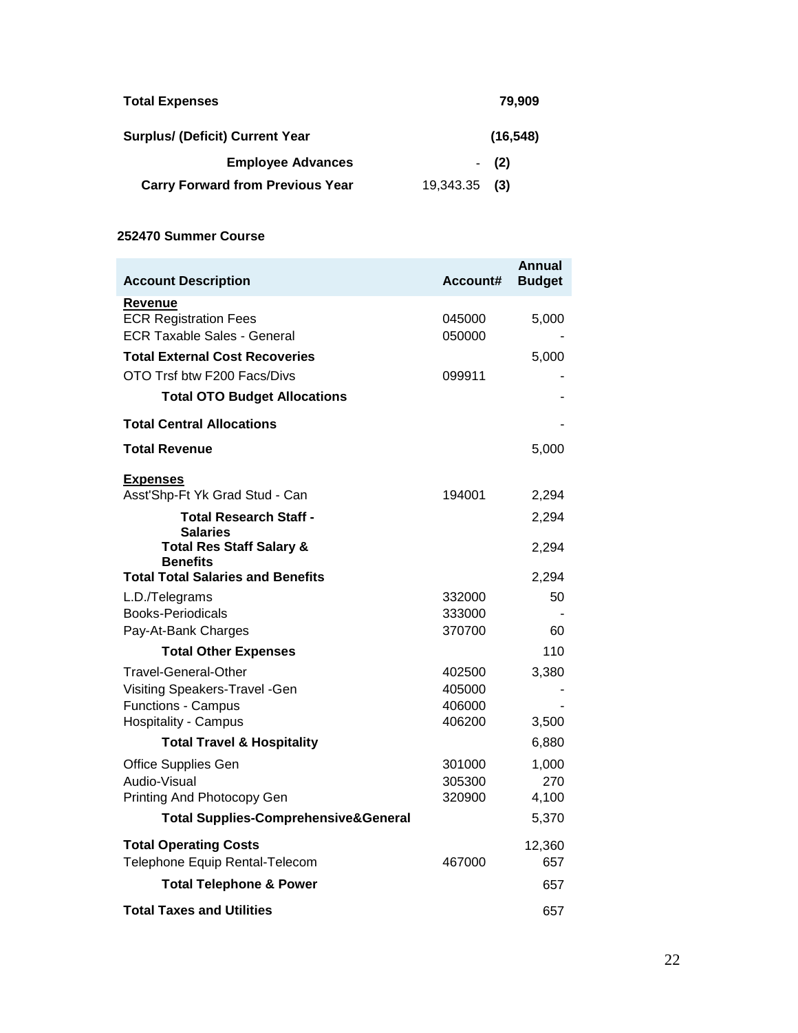| | | |
|---|---|---|
| **Total Expenses** | | **79,909** |
| **Surplus/ (Deficit) Current Year** | | **(16,548)** |
| **Employee Advances** | - | **(2)** |
| **Carry Forward from Previous Year** | 19,343.35 | **(3)** |

**252470 Summer Course**

| **Account Description** | **Account#** | **Annual Budget** |
|---|---|---|
| **Revenue** | | |
| ECR Registration Fees | 045000 | 5,000 |
| ECR Taxable Sales - General | 050000 | - |
| **Total External Cost Recoveries** | | 5,000 |
| OTO Trsf btw F200 Facs/Divs | 099911 | - |
| **Total OTO Budget Allocations** | | - |
| **Total Central Allocations** | | - |
| **Total Revenue** | | 5,000 |
| **Expenses** | | |
| Asst'Shp-Ft Yk Grad Stud - Can | 194001 | 2,294 |
| **Total Research Staff - Salaries** | | 2,294 |
| **Total Res Staff Salary & Benefits** | | 2,294 |
| **Total Total Salaries and Benefits** | | 2,294 |
| L.D./Telegrams | 332000 | 50 |
| Books-Periodicals | 333000 | - |
| Pay-At-Bank Charges | 370700 | 60 |
| **Total Other Expenses** | | 110 |
| Travel-General-Other | 402500 | 3,380 |
| Visiting Speakers-Travel -Gen | 405000 | - |
| Functions - Campus | 406000 | - |
| Hospitality - Campus | 406200 | 3,500 |
| **Total Travel & Hospitality** | | 6,880 |
| Office Supplies Gen | 301000 | 1,000 |
| Audio-Visual | 305300 | 270 |
| Printing And Photocopy Gen | 320900 | 4,100 |
| **Total Supplies-Comprehensive&General** | | 5,370 |
| **Total Operating Costs** | | 12,360 |
| Telephone Equip Rental-Telecom | 467000 | 657 |
| **Total Telephone & Power** | | 657 |
| **Total Taxes and Utilities** | | 657 |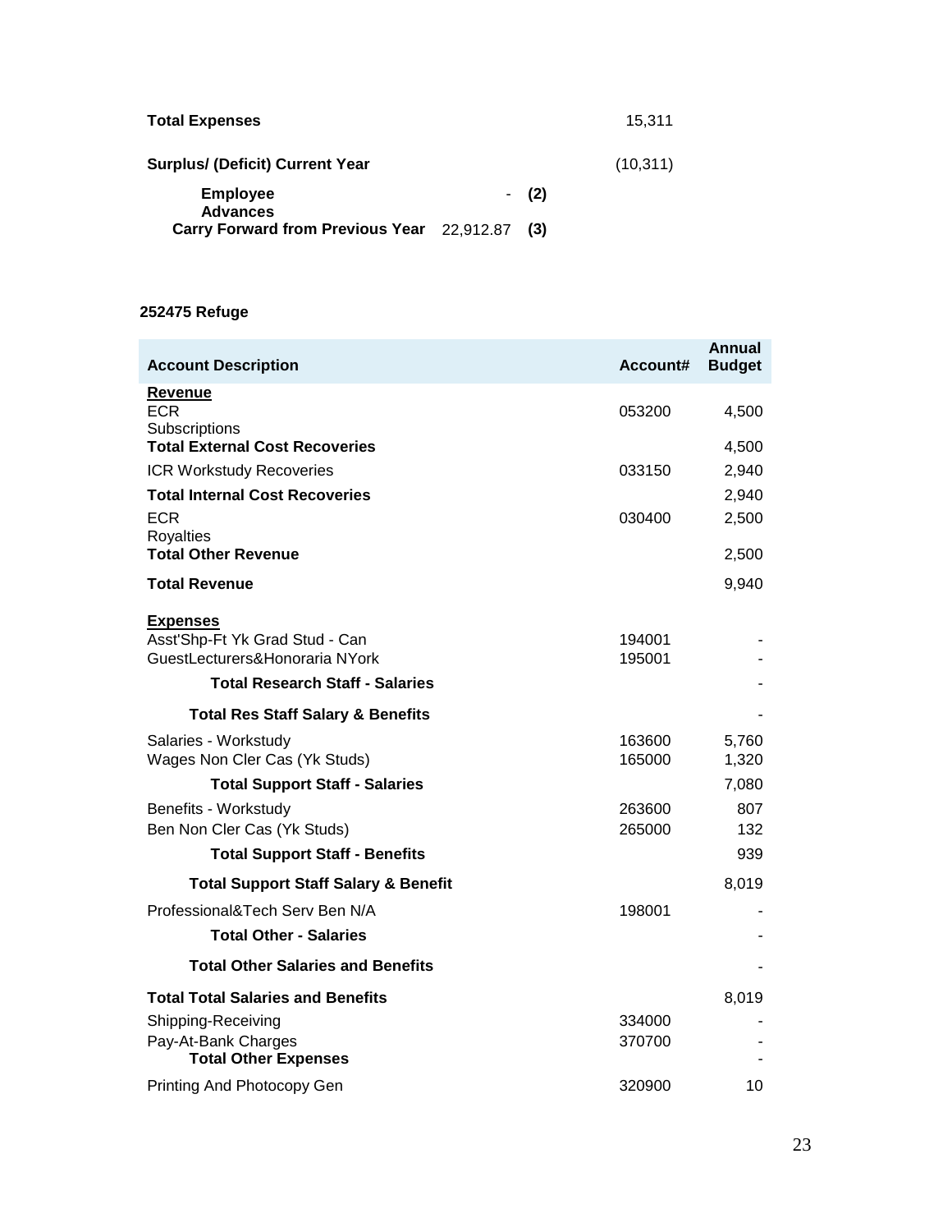| | | | |
|---|---|---|---|
| **Total Expenses** | | | 15,311 |
| **Surplus/ (Deficit) Current Year** | | | (10,311) |
| **Employee Advances** | - | **(2)** | |
| **Carry Forward from Previous Year** | 22,912.87 | **(3)** | |

**252475 Refuge**

| **Account Description** | **Account#** | **Annual Budget** |
|---|---|---|
| **Revenue** | | |
| ECR Subscriptions | 053200 | 4,500 |
| **Total External Cost Recoveries** | | 4,500 |
| ICR Workstudy Recoveries | 033150 | 2,940 |
| **Total Internal Cost Recoveries** | | 2,940 |
| ECR Royalties | 030400 | 2,500 |
| **Total Other Revenue** | | 2,500 |
| **Total Revenue** | | 9,940 |
| **Expenses** | | |
| Asst'Shp-Ft Yk Grad Stud - Can | 194001 | - |
| GuestLecturers&Honoraria NYork | 195001 | - |
| **Total Research Staff - Salaries** | | - |
| **Total Res Staff Salary & Benefits** | | - |
| Salaries - Workstudy | 163600 | 5,760 |
| Wages Non Cler Cas (Yk Studs) | 165000 | 1,320 |
| **Total Support Staff - Salaries** | | 7,080 |
| Benefits - Workstudy | 263600 | 807 |
| Ben Non Cler Cas (Yk Studs) | 265000 | 132 |
| **Total Support Staff - Benefits** | | 939 |
| **Total Support Staff Salary & Benefit** | | 8,019 |
| Professional&Tech Serv Ben N/A | 198001 | - |
| **Total Other - Salaries** | | - |
| **Total Other Salaries and Benefits** | | - |
| **Total Total Salaries and Benefits** | | 8,019 |
| Shipping-Receiving | 334000 | - |
| Pay-At-Bank Charges | 370700 | - |
| **Total Other Expenses** | | - |
| Printing And Photocopy Gen | 320900 | 10 |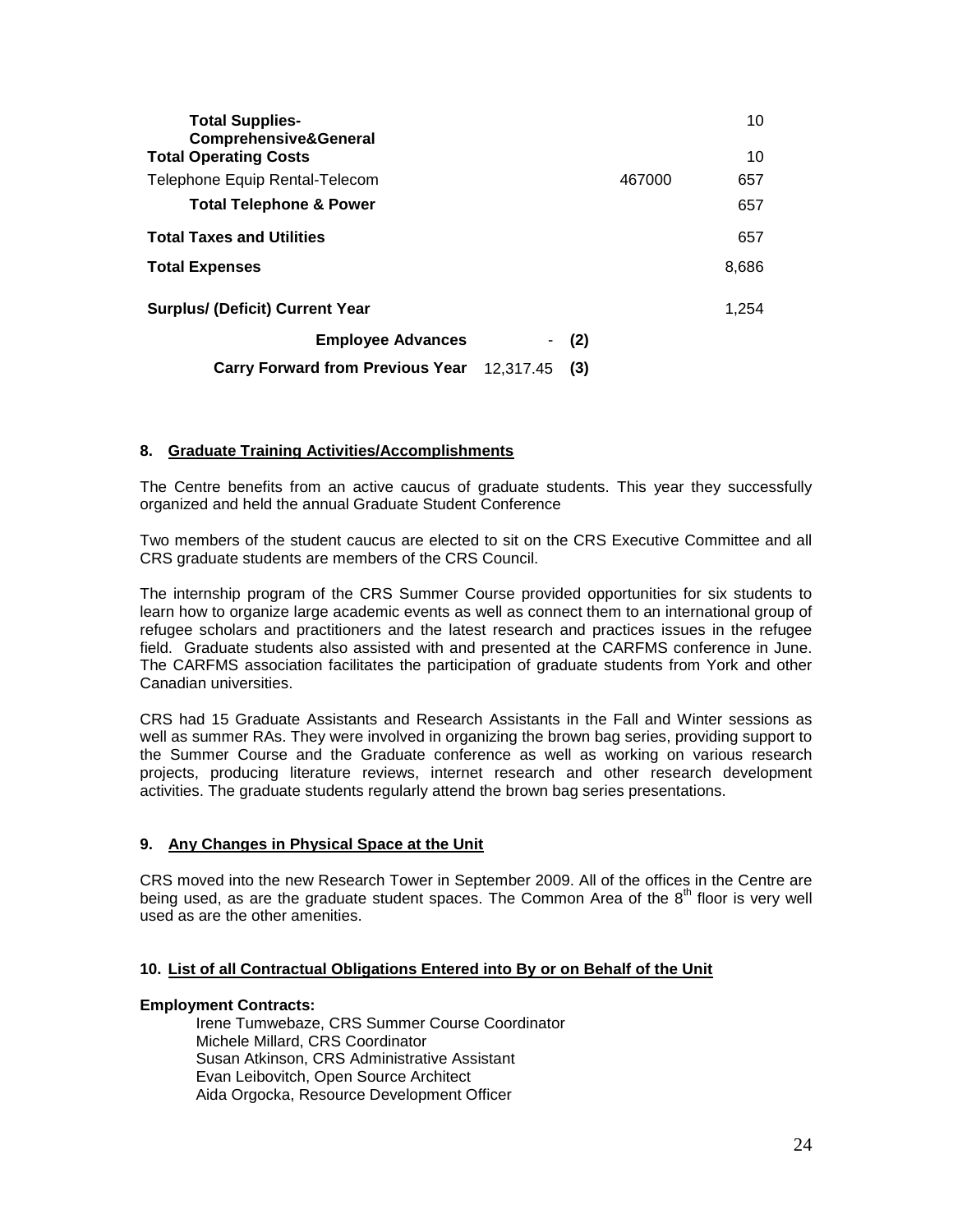| | | | | |
|---|---|---|---|---|
| **Total Supplies-Comprehensive&General** | | | | 10 |
| **Total Operating Costs** | | | | 10 |
| Telephone Equip Rental-Telecom | | | 467000 | 657 |
| **Total Telephone & Power** | | | | 657 |
| **Total Taxes and Utilities** | | | | 657 |
| **Total Expenses** | | | | 8,686 |
| **Surplus/ (Deficit) Current Year** | | | | 1,254 |
| **Employee Advances** | - | **(2)** | | |
| **Carry Forward from Previous Year** | 12,317.45 | **(3)** | | |

## 8. Graduate Training Activities/Accomplishments

The Centre benefits from an active caucus of graduate students. This year they successfully organized and held the annual Graduate Student Conference

Two members of the student caucus are elected to sit on the CRS Executive Committee and all CRS graduate students are members of the CRS Council.

The internship program of the CRS Summer Course provided opportunities for six students to learn how to organize large academic events as well as connect them to an international group of refugee scholars and practitioners and the latest research and practices issues in the refugee field. Graduate students also assisted with and presented at the CARFMS conference in June. The CARFMS association facilitates the participation of graduate students from York and other Canadian universities.

CRS had 15 Graduate Assistants and Research Assistants in the Fall and Winter sessions as well as summer RAs. They were involved in organizing the brown bag series, providing support to the Summer Course and the Graduate conference as well as working on various research projects, producing literature reviews, internet research and other research development activities. The graduate students regularly attend the brown bag series presentations.

## 9. Any Changes in Physical Space at the Unit

CRS moved into the new Research Tower in September 2009. All of the offices in the Centre are being used, as are the graduate student spaces. The Common Area of the 8th floor is very well used as are the other amenities.

## 10. List of all Contractual Obligations Entered into By or on Behalf of the Unit

**Employment Contracts:**

Irene Tumwebaze, CRS Summer Course Coordinator
Michele Millard, CRS Coordinator
Susan Atkinson, CRS Administrative Assistant
Evan Leibovitch, Open Source Architect
Aida Orgocka, Resource Development Officer